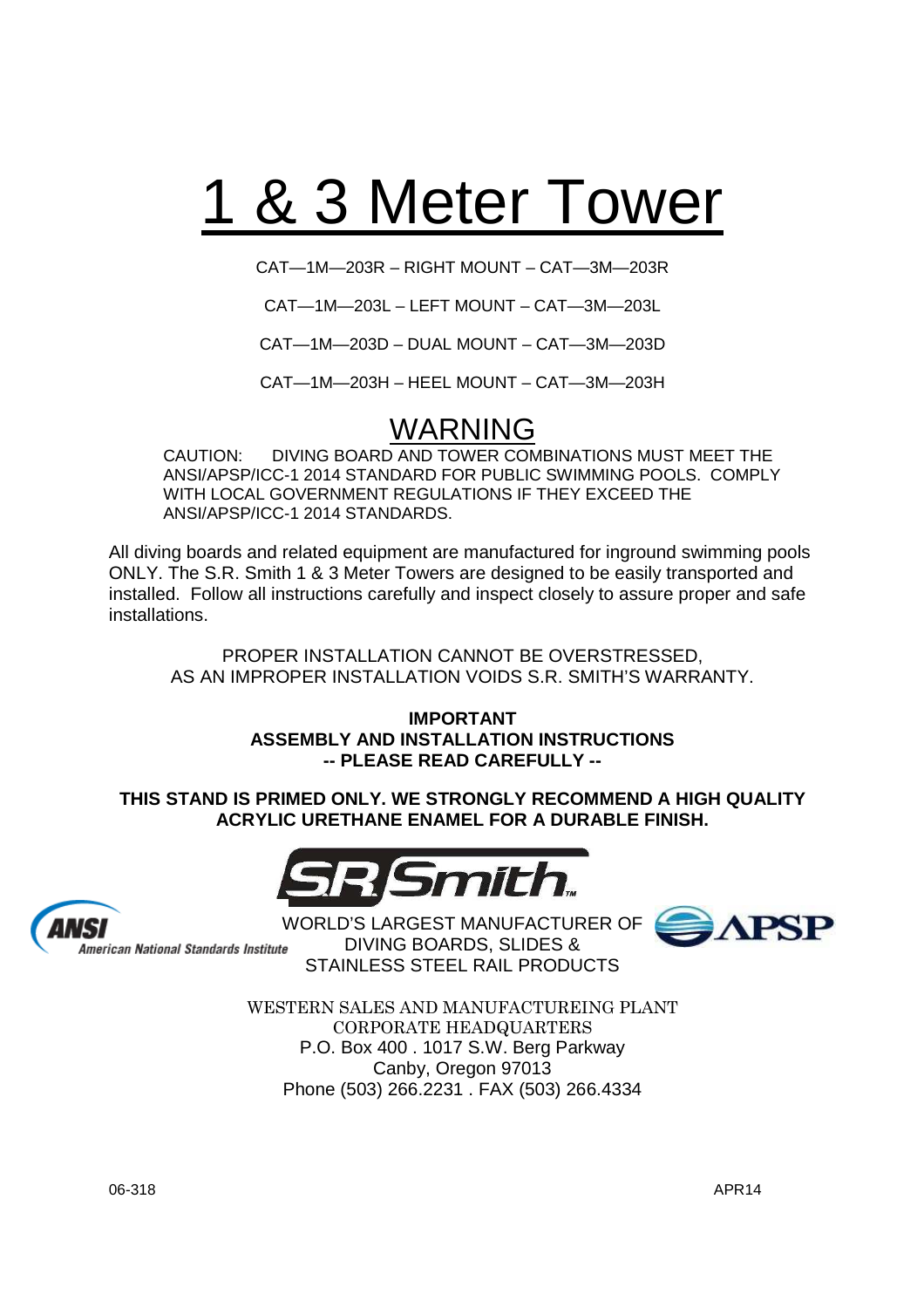# 1 & 3 Meter Tower

CAT—1M—203R – RIGHT MOUNT – CAT—3M—203R

CAT—1M—203L – LEFT MOUNT – CAT—3M—203L

CAT—1M—203D – DUAL MOUNT – CAT—3M—203D

CAT—1M—203H – HEEL MOUNT – CAT—3M—203H

## WARNING

CAUTION: DIVING BOARD AND TOWER COMBINATIONS MUST MEET THE ANSI/APSP/ICC-1 2014 STANDARD FOR PUBLIC SWIMMING POOLS. COMPLY WITH LOCAL GOVERNMENT REGULATIONS IF THEY EXCEED THE ANSI/APSP/ICC-1 2014 STANDARDS.

All diving boards and related equipment are manufactured for inground swimming pools ONLY. The S.R. Smith 1 & 3 Meter Towers are designed to be easily transported and installed. Follow all instructions carefully and inspect closely to assure proper and safe installations.

PROPER INSTALLATION CANNOT BE OVERSTRESSED,
AS AN IMPROPER INSTALLATION VOIDS S.R. SMITH'S WARRANTY.

**IMPORTANT**
**ASSEMBLY AND INSTALLATION INSTRUCTIONS**
**-- PLEASE READ CAREFULLY --**

**THIS STAND IS PRIMED ONLY. WE STRONGLY RECOMMEND A HIGH QUALITY ACRYLIC URETHANE ENAMEL FOR A DURABLE FINISH.**

SR Smith™

ANSI American National Standards Institute

WORLD'S LARGEST MANUFACTURER OF
DIVING BOARDS, SLIDES &
STAINLESS STEEL RAIL PRODUCTS

APSP

WESTERN SALES AND MANUFACTUREING PLANT
CORPORATE HEADQUARTERS
P.O. Box 400 . 1017 S.W. Berg Parkway
Canby, Oregon 97013
Phone (503) 266.2231 . FAX (503) 266.4334

06-318 APR14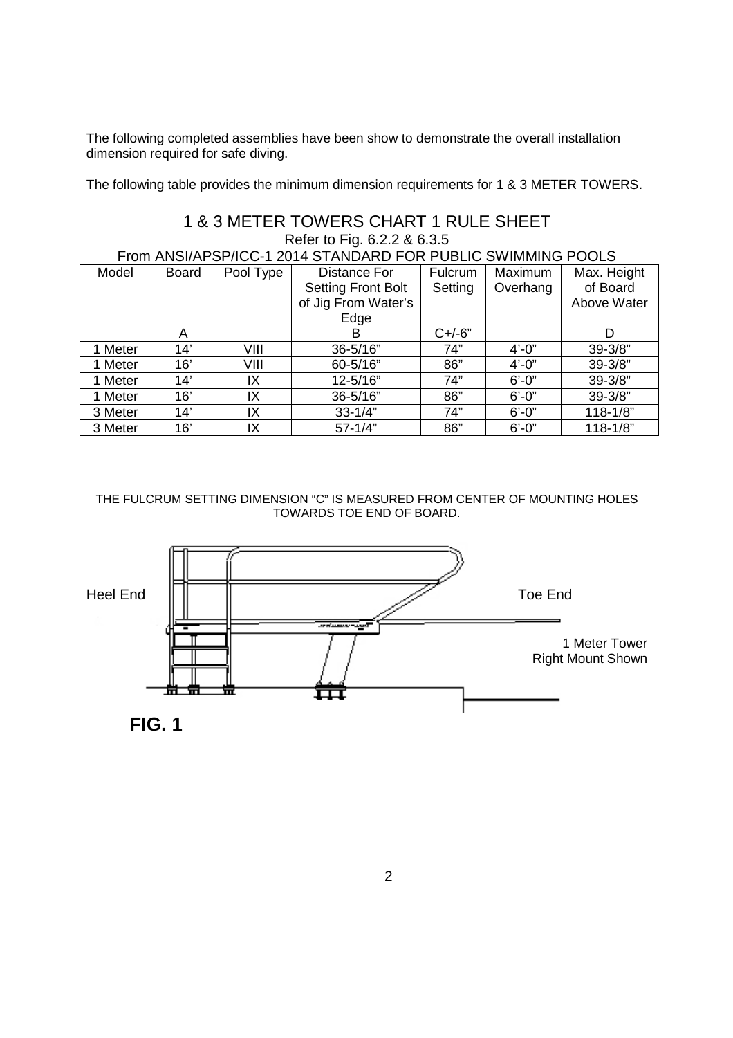The following completed assemblies have been show to demonstrate the overall installation dimension required for safe diving.

The following table provides the minimum dimension requirements for 1 & 3 METER TOWERS.

## 1 & 3 METER TOWERS CHART 1 RULE SHEET

Refer to Fig. 6.2.2 & 6.3.5

From ANSI/APSP/ICC-1 2014 STANDARD FOR PUBLIC SWIMMING POOLS

| Model | Board<br>A | Pool Type | Distance For Setting Front Bolt of Jig From Water's Edge<br>B | Fulcrum Setting<br>C+/-6" | Maximum Overhang | Max. Height of Board Above Water<br>D |
|---|---|---|---|---|---|---|
| 1 Meter | 14' | VIII | 36-5/16" | 74" | 4'-0" | 39-3/8" |
| 1 Meter | 16' | VIII | 60-5/16" | 86" | 4'-0" | 39-3/8" |
| 1 Meter | 14' | IX | 12-5/16" | 74" | 6'-0" | 39-3/8" |
| 1 Meter | 16' | IX | 36-5/16" | 86" | 6'-0" | 39-3/8" |
| 3 Meter | 14' | IX | 33-1/4" | 74" | 6'-0" | 118-1/8" |
| 3 Meter | 16' | IX | 57-1/4" | 86" | 6'-0" | 118-1/8" |

THE FULCRUM SETTING DIMENSION "C" IS MEASURED FROM CENTER OF MOUNTING HOLES TOWARDS TOE END OF BOARD.

Heel End

Toe End

1 Meter Tower
Right Mount Shown

**FIG. 1**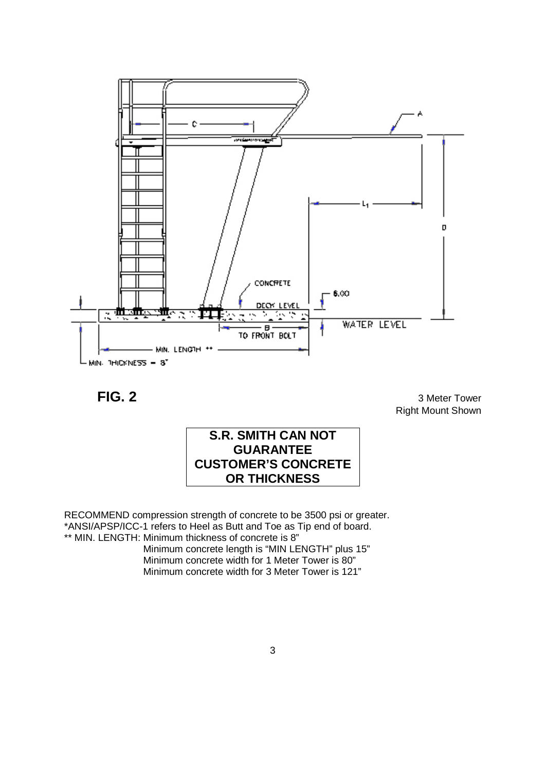**FIG. 2**

3 Meter Tower
Right Mount Shown

**S.R. SMITH CAN NOT GUARANTEE CUSTOMER'S CONCRETE OR THICKNESS**

RECOMMEND compression strength of concrete to be 3500 psi or greater.
*ANSI/APSP/ICC-1 refers to Heel as Butt and Toe as Tip end of board.
** MIN. LENGTH: Minimum thickness of concrete is 8"
Minimum concrete length is "MIN LENGTH" plus 15"
Minimum concrete width for 1 Meter Tower is 80"
Minimum concrete width for 3 Meter Tower is 121"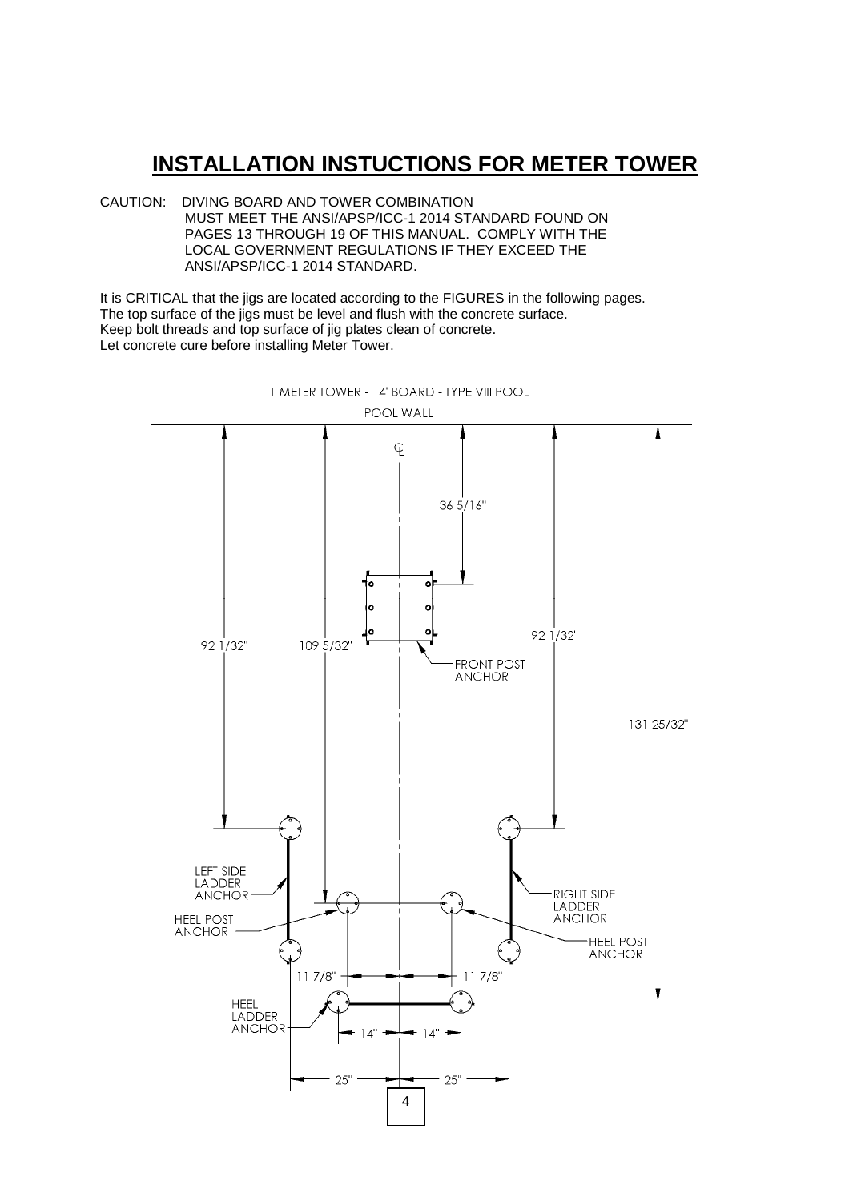# INSTALLATION INSTUCTIONS FOR METER TOWER

CAUTION: DIVING BOARD AND TOWER COMBINATION MUST MEET THE ANSI/APSP/ICC-1 2014 STANDARD FOUND ON PAGES 13 THROUGH 19 OF THIS MANUAL. COMPLY WITH THE LOCAL GOVERNMENT REGULATIONS IF THEY EXCEED THE ANSI/APSP/ICC-1 2014 STANDARD.

It is CRITICAL that the jigs are located according to the FIGURES in the following pages.
The top surface of the jigs must be level and flush with the concrete surface.
Keep bolt threads and top surface of jig plates clean of concrete.
Let concrete cure before installing Meter Tower.

1 METER TOWER - 14' BOARD - TYPE VIII POOL

POOL WALL

℄

36 5/16"

92 1/32"

109 5/32"

92 1/32"

FRONT POST ANCHOR

131 25/32"

LEFT SIDE LADDER ANCHOR

RIGHT SIDE LADDER ANCHOR

HEEL POST ANCHOR

HEEL POST ANCHOR

11 7/8"

11 7/8"

HEEL LADDER ANCHOR

14"

14"

25"

25"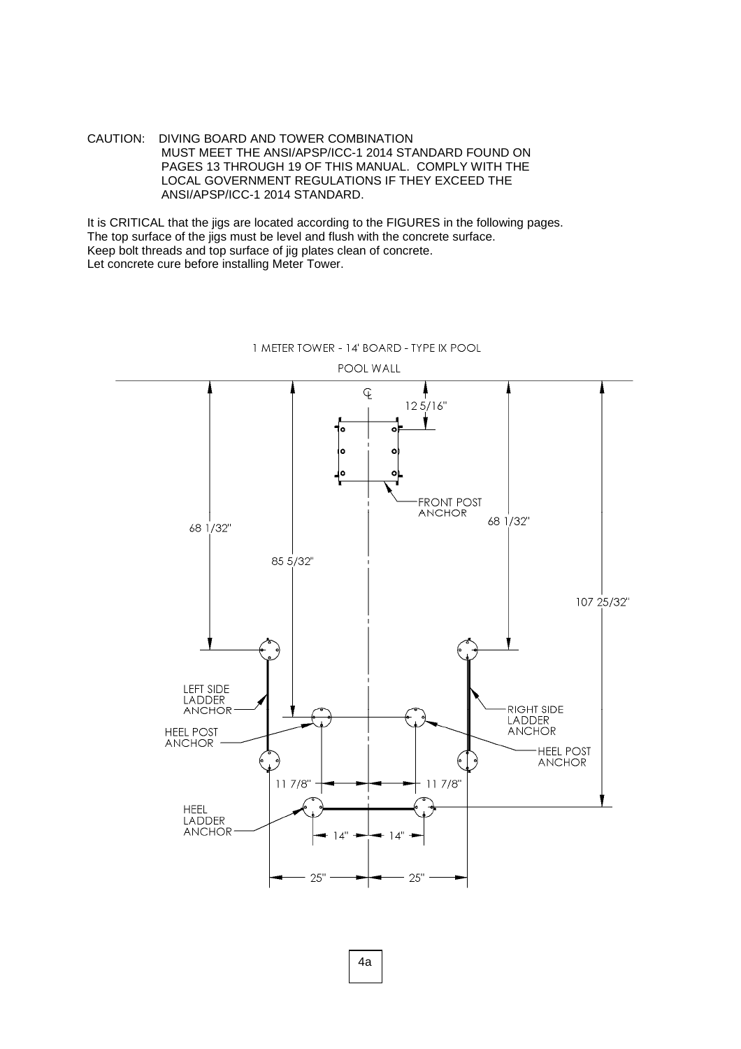CAUTION: DIVING BOARD AND TOWER COMBINATION MUST MEET THE ANSI/APSP/ICC-1 2014 STANDARD FOUND ON PAGES 13 THROUGH 19 OF THIS MANUAL. COMPLY WITH THE LOCAL GOVERNMENT REGULATIONS IF THEY EXCEED THE ANSI/APSP/ICC-1 2014 STANDARD.

It is CRITICAL that the jigs are located according to the FIGURES in the following pages.
The top surface of the jigs must be level and flush with the concrete surface.
Keep bolt threads and top surface of jig plates clean of concrete.
Let concrete cure before installing Meter Tower.

1 METER TOWER - 14' BOARD - TYPE IX POOL

POOL WALL

℄

12 5/16"

FRONT POST ANCHOR

68 1/32"

68 1/32"

85 5/32"

107 25/32"

LEFT SIDE LADDER ANCHOR

HEEL POST ANCHOR

RIGHT SIDE LADDER ANCHOR

HEEL POST ANCHOR

11 7/8"

11 7/8"

HEEL LADDER ANCHOR

14"

14"

25"

25"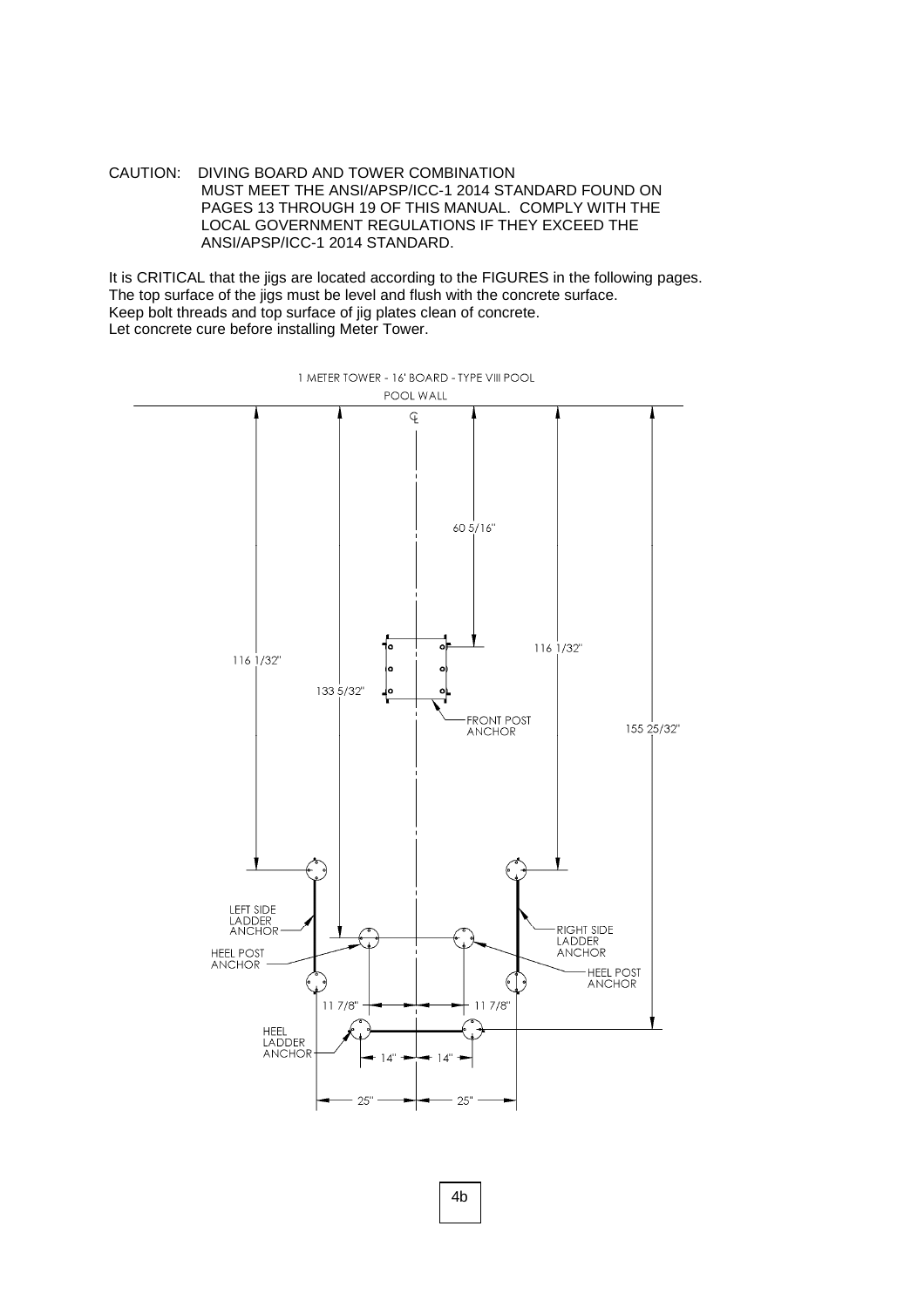CAUTION: DIVING BOARD AND TOWER COMBINATION MUST MEET THE ANSI/APSP/ICC-1 2014 STANDARD FOUND ON PAGES 13 THROUGH 19 OF THIS MANUAL. COMPLY WITH THE LOCAL GOVERNMENT REGULATIONS IF THEY EXCEED THE ANSI/APSP/ICC-1 2014 STANDARD.

It is CRITICAL that the jigs are located according to the FIGURES in the following pages.
The top surface of the jigs must be level and flush with the concrete surface.
Keep bolt threads and top surface of jig plates clean of concrete.
Let concrete cure before installing Meter Tower.

1 METER TOWER - 16' BOARD - TYPE VIII POOL

POOL WALL

℄

60 5/16"

116 1/32"

116 1/32"

133 5/32"

FRONT POST ANCHOR

155 25/32"

LEFT SIDE LADDER ANCHOR

RIGHT SIDE LADDER ANCHOR

HEEL POST ANCHOR

HEEL POST ANCHOR

11 7/8"

11 7/8"

HEEL LADDER ANCHOR

14"

14"

25"

25"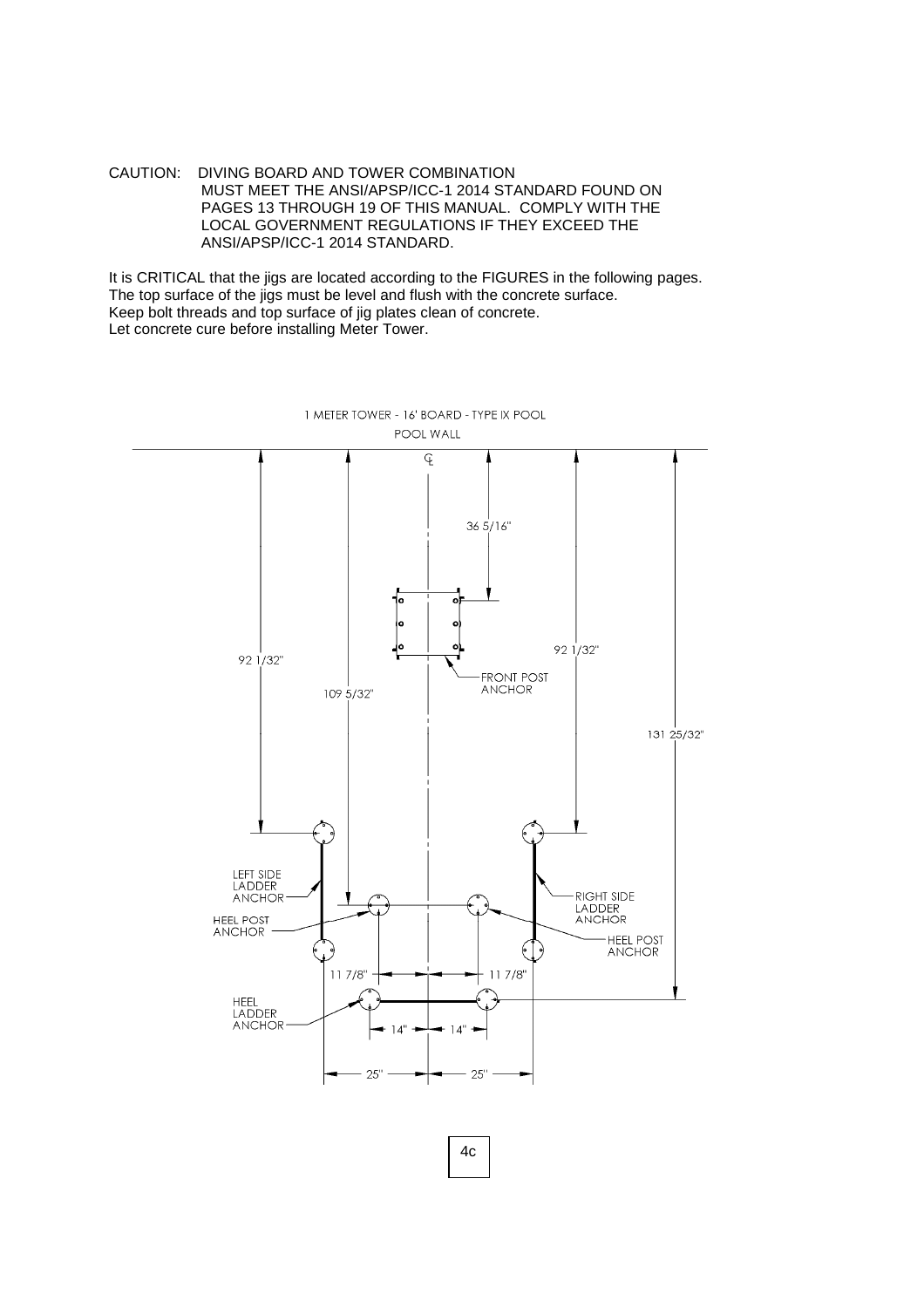CAUTION: DIVING BOARD AND TOWER COMBINATION MUST MEET THE ANSI/APSP/ICC-1 2014 STANDARD FOUND ON PAGES 13 THROUGH 19 OF THIS MANUAL. COMPLY WITH THE LOCAL GOVERNMENT REGULATIONS IF THEY EXCEED THE ANSI/APSP/ICC-1 2014 STANDARD.

It is CRITICAL that the jigs are located according to the FIGURES in the following pages.
The top surface of the jigs must be level and flush with the concrete surface.
Keep bolt threads and top surface of jig plates clean of concrete.
Let concrete cure before installing Meter Tower.

1 METER TOWER - 16' BOARD - TYPE IX POOL

POOL WALL

℄

36 5/16"

FRONT POST ANCHOR

92 1/32"

109 5/32"

92 1/32"

131 25/32"

LEFT SIDE LADDER ANCHOR

HEEL POST ANCHOR

RIGHT SIDE LADDER ANCHOR

HEEL POST ANCHOR

11 7/8" 11 7/8"

HEEL LADDER ANCHOR

14" 14"

25" 25"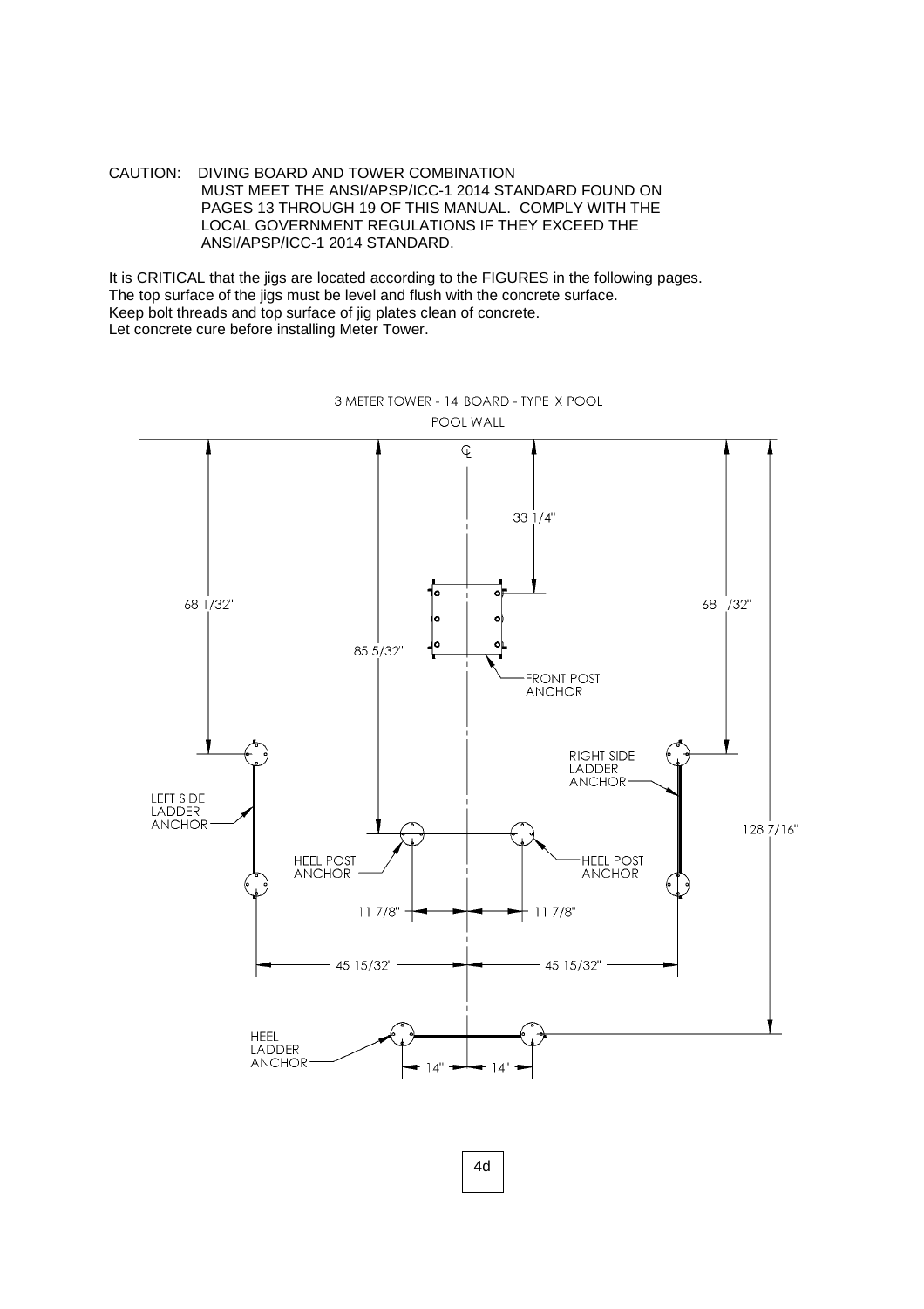CAUTION: DIVING BOARD AND TOWER COMBINATION MUST MEET THE ANSI/APSP/ICC-1 2014 STANDARD FOUND ON PAGES 13 THROUGH 19 OF THIS MANUAL. COMPLY WITH THE LOCAL GOVERNMENT REGULATIONS IF THEY EXCEED THE ANSI/APSP/ICC-1 2014 STANDARD.

It is CRITICAL that the jigs are located according to the FIGURES in the following pages.
The top surface of the jigs must be level and flush with the concrete surface.
Keep bolt threads and top surface of jig plates clean of concrete.
Let concrete cure before installing Meter Tower.

3 METER TOWER - 14' BOARD - TYPE IX POOL

POOL WALL

℄

33 1/4"

68 1/32"

68 1/32"

85 5/32"

FRONT POST ANCHOR

RIGHT SIDE LADDER ANCHOR

LEFT SIDE LADDER ANCHOR

128 7/16"

HEEL POST ANCHOR

HEEL POST ANCHOR

11 7/8"

11 7/8"

45 15/32"

45 15/32"

HEEL LADDER ANCHOR

14"

14"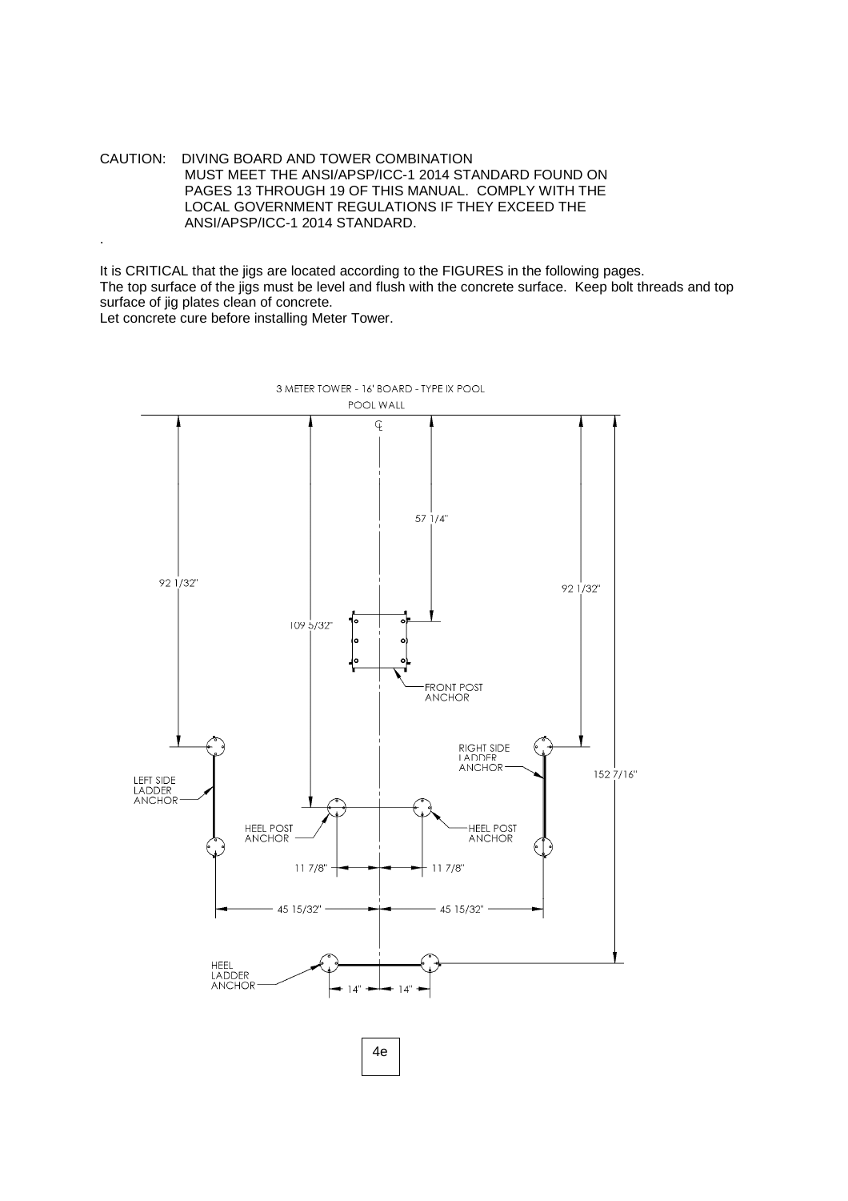CAUTION: DIVING BOARD AND TOWER COMBINATION MUST MEET THE ANSI/APSP/ICC-1 2014 STANDARD FOUND ON PAGES 13 THROUGH 19 OF THIS MANUAL. COMPLY WITH THE LOCAL GOVERNMENT REGULATIONS IF THEY EXCEED THE ANSI/APSP/ICC-1 2014 STANDARD.

.

It is CRITICAL that the jigs are located according to the FIGURES in the following pages.
The top surface of the jigs must be level and flush with the concrete surface. Keep bolt threads and top surface of jig plates clean of concrete.
Let concrete cure before installing Meter Tower.

3 METER TOWER - 16' BOARD - TYPE IX POOL

POOL WALL

℄

57 1/4"

92 1/32"

92 1/32"

109 5/32"

FRONT POST ANCHOR

RIGHT SIDE LADDER ANCHOR

LEFT SIDE LADDER ANCHOR

152 7/16"

HEEL POST ANCHOR

HEEL POST ANCHOR

11 7/8"

11 7/8"

45 15/32"

45 15/32"

HEEL LADDER ANCHOR

14"

14"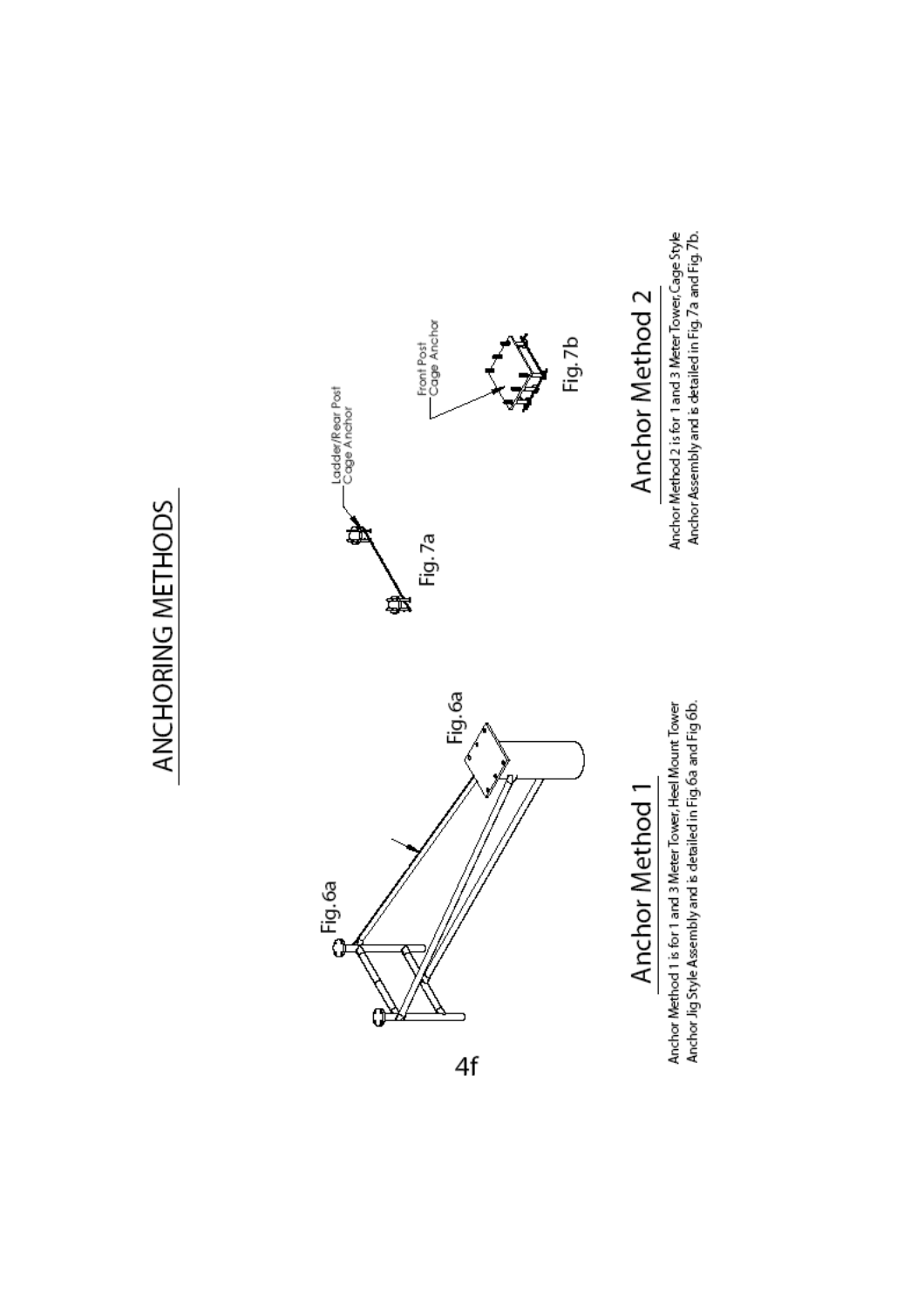# ANCHORING METHODS

Fig. 6a

Fig. 6a

## Anchor Method 1

Anchor Method 1 is for 1 and 3 Meter Tower, Heel Mount Tower Anchor Jig Style Assembly and is detailed in Fig. 6a and Fig 6b.

Ladder/Rear Post Cage Anchor

Fig. 7a

Front Post Cage Anchor

Fig. 7b

## Anchor Method 2

Anchor Method 2 is for 1 and 3 Meter Tower, Cage Style Anchor Assembly and is detailed in Fig. 7a and Fig. 7b.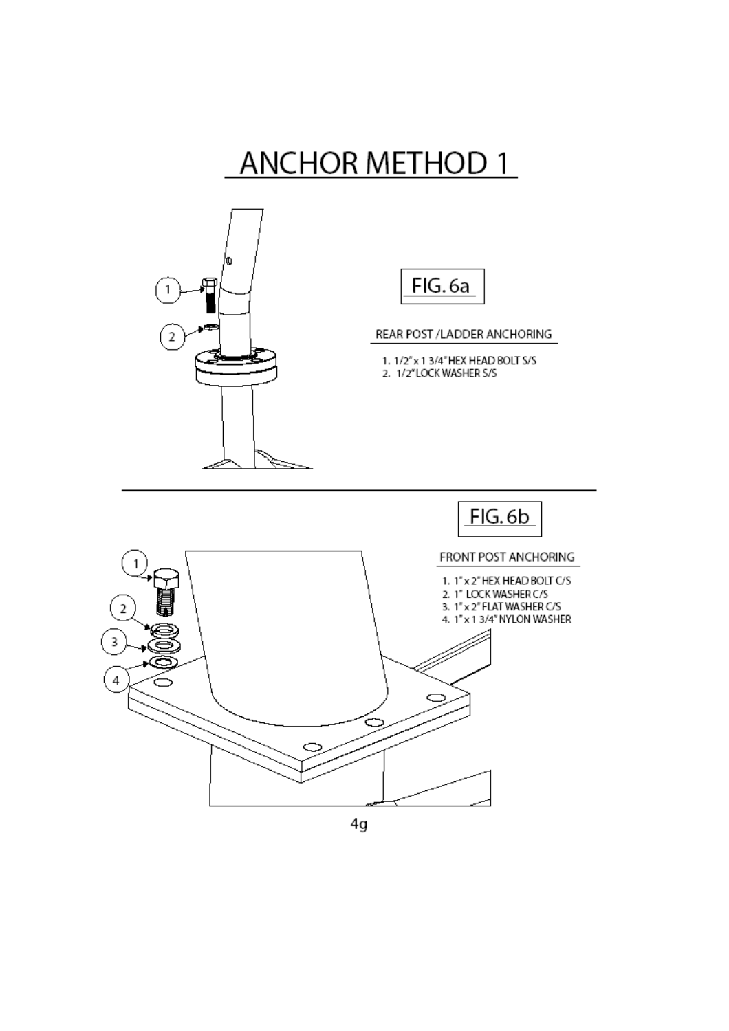# ANCHOR METHOD 1

FIG. 6a

REAR POST /LADDER ANCHORING

1. 1/2" x 1 3/4" HEX HEAD BOLT S/S
2. 1/2" LOCK WASHER S/S

FIG. 6b

FRONT POST ANCHORING

1. 1" x 2" HEX HEAD BOLT C/S
2. 1" LOCK WASHER C/S
3. 1" x 2" FLAT WASHER C/S
4. 1" x 1 3/4" NYLON WASHER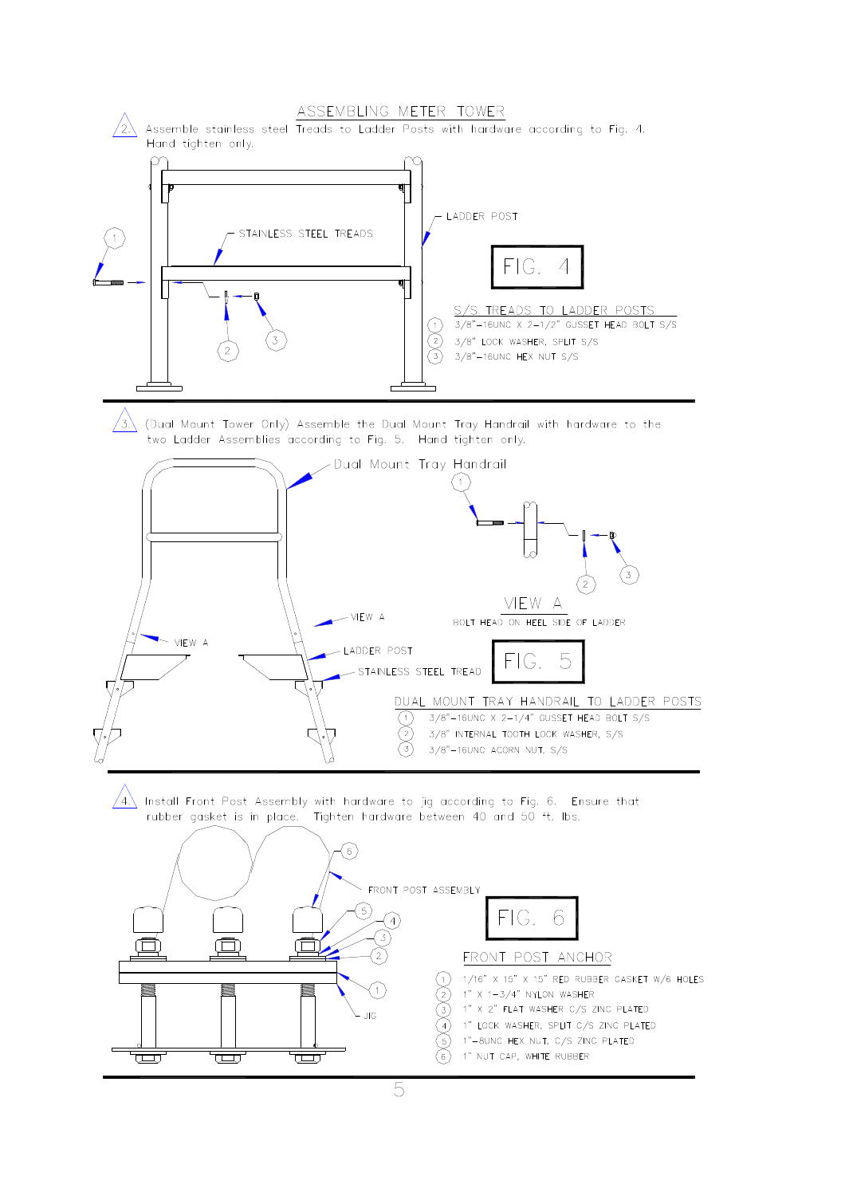# ASSEMBLING METER TOWER

2. Assemble stainless steel Treads to Ladder Posts with hardware according to Fig. 4. Hand tighten only.

STAINLESS STEEL TREADS

LADDER POST

FIG. 4

**S/S TREADS TO LADDER POSTS**

1. 3/8"-16UNC X 2-1/2" GUSSET HEAD BOLT S/S
2. 3/8" LOCK WASHER, SPLIT S/S
3. 3/8"-16UNC HEX NUT S/S

3. (Dual Mount Tower Only) Assemble the Dual Mount Tray Handrail with hardware to the two Ladder Assemblies according to Fig. 5. Hand tighten only.

Dual Mount Tray Handrail

VIEW A

VIEW A

LADDER POST

STAINLESS STEEL TREAD

VIEW A

BOLT HEAD ON HEEL SIDE OF LADDER

FIG. 5

**DUAL MOUNT TRAY HANDRAIL TO LADDER POSTS**

1. 3/8"-16UNC X 2-1/4" GUSSET HEAD BOLT S/S
2. 3/8" INTERNAL TOOTH LOCK WASHER, S/S
3. 3/8"-16UNC ACORN NUT, S/S

4. Install Front Post Assembly with hardware to jig according to Fig. 6. Ensure that rubber gasket is in place. Tighten hardware between 40 and 50 ft. lbs.

FRONT POST ASSEMBLY

JIG

FIG. 6

**FRONT POST ANCHOR**

1. 1/16" X 15" X 15" RED RUBBER GASKET W/6 HOLES
2. 1" X 1-3/4" NYLON WASHER
3. 1" X 2" FLAT WASHER C/S ZINC PLATED
4. 1" LOCK WASHER, SPLIT C/S ZINC PLATED
5. 1"-8UNC HEX NUT, C/S ZINC PLATED
6. 1" NUT CAP, WHITE RUBBER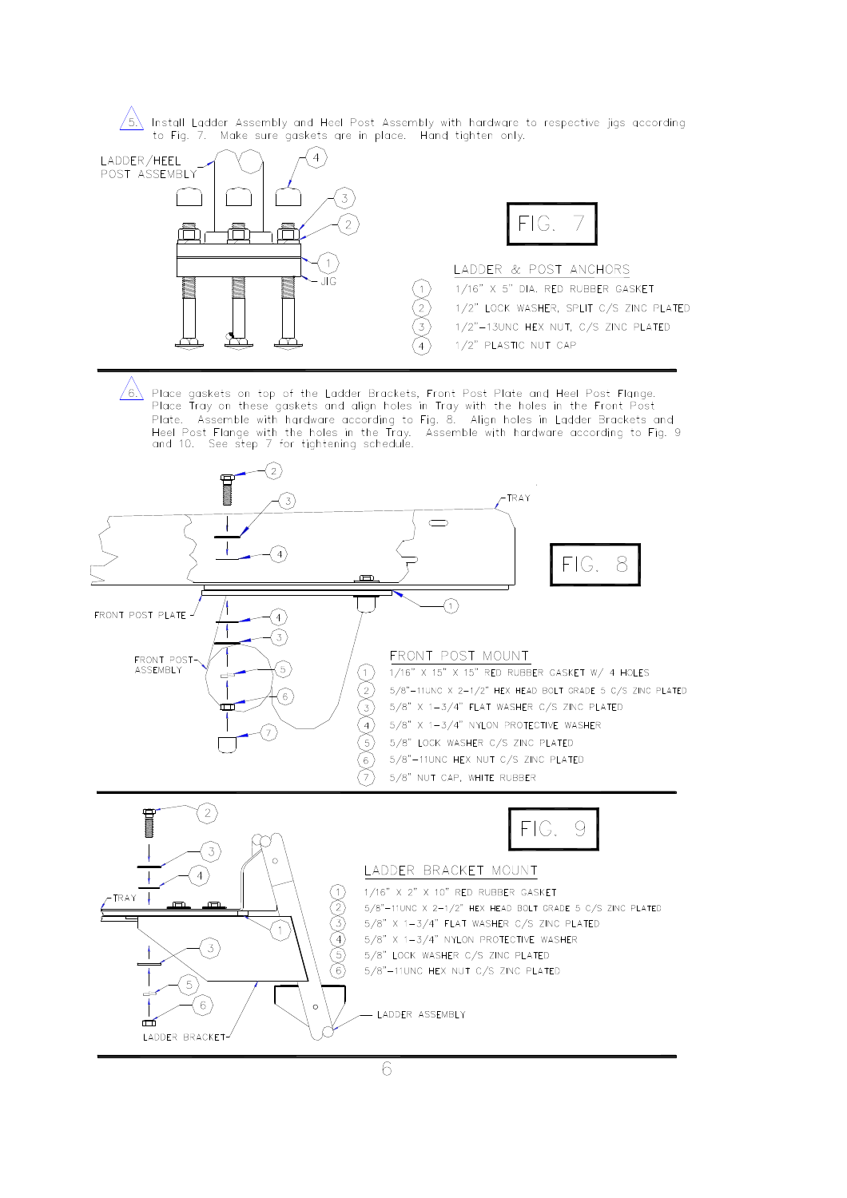5. Install Ladder Assembly and Heel Post Assembly with hardware to respective jigs according to Fig. 7. Make sure gaskets are in place. Hand tighten only.

LADDER/HEEL POST ASSEMBLY

JIG

FIG. 7

**LADDER & POST ANCHORS**

| # | Description |
|---|---|
| 1 | 1/16" X 5" DIA. RED RUBBER GASKET |
| 2 | 1/2" LOCK WASHER, SPLIT C/S ZINC PLATED |
| 3 | 1/2"-13UNC HEX NUT, C/S ZINC PLATED |
| 4 | 1/2" PLASTIC NUT CAP |

---

6. Place gaskets on top of the Ladder Brackets, Front Post Plate and Heel Post Flange. Place Tray on these gaskets and align holes in Tray with the holes in the Front Post Plate. Assemble with hardware according to Fig. 8. Align holes in Ladder Brackets and Heel Post Flange with the holes in the Tray. Assemble with hardware according to Fig. 9 and 10. See step 7 for tightening schedule.

TRAY

FRONT POST PLATE

FRONT POST ASSEMBLY

FIG. 8

**FRONT POST MOUNT**

| # | Description |
|---|---|
| 1 | 1/16" X 15" X 15" RED RUBBER GASKET W/ 4 HOLES |
| 2 | 5/8"-11UNC X 2-1/2" HEX HEAD BOLT GRADE 5 C/S ZINC PLATED |
| 3 | 5/8" X 1-3/4" FLAT WASHER C/S ZINC PLATED |
| 4 | 5/8" X 1-3/4" NYLON PROTECTIVE WASHER |
| 5 | 5/8" LOCK WASHER C/S ZINC PLATED |
| 6 | 5/8"-11UNC HEX NUT C/S ZINC PLATED |
| 7 | 5/8" NUT CAP, WHITE RUBBER |

---

TRAY

LADDER BRACKET

LADDER ASSEMBLY

FIG. 9

**LADDER BRACKET MOUNT**

| # | Description |
|---|---|
| 1 | 1/16" X 2" X 10" RED RUBBER GASKET |
| 2 | 5/8"-11UNC X 2-1/2" HEX HEAD BOLT GRADE 5 C/S ZINC PLATED |
| 3 | 5/8" X 1-3/4" FLAT WASHER C/S ZINC PLATED |
| 4 | 5/8" X 1-3/4" NYLON PROTECTIVE WASHER |
| 5 | 5/8" LOCK WASHER C/S ZINC PLATED |
| 6 | 5/8"-11UNC HEX NUT C/S ZINC PLATED |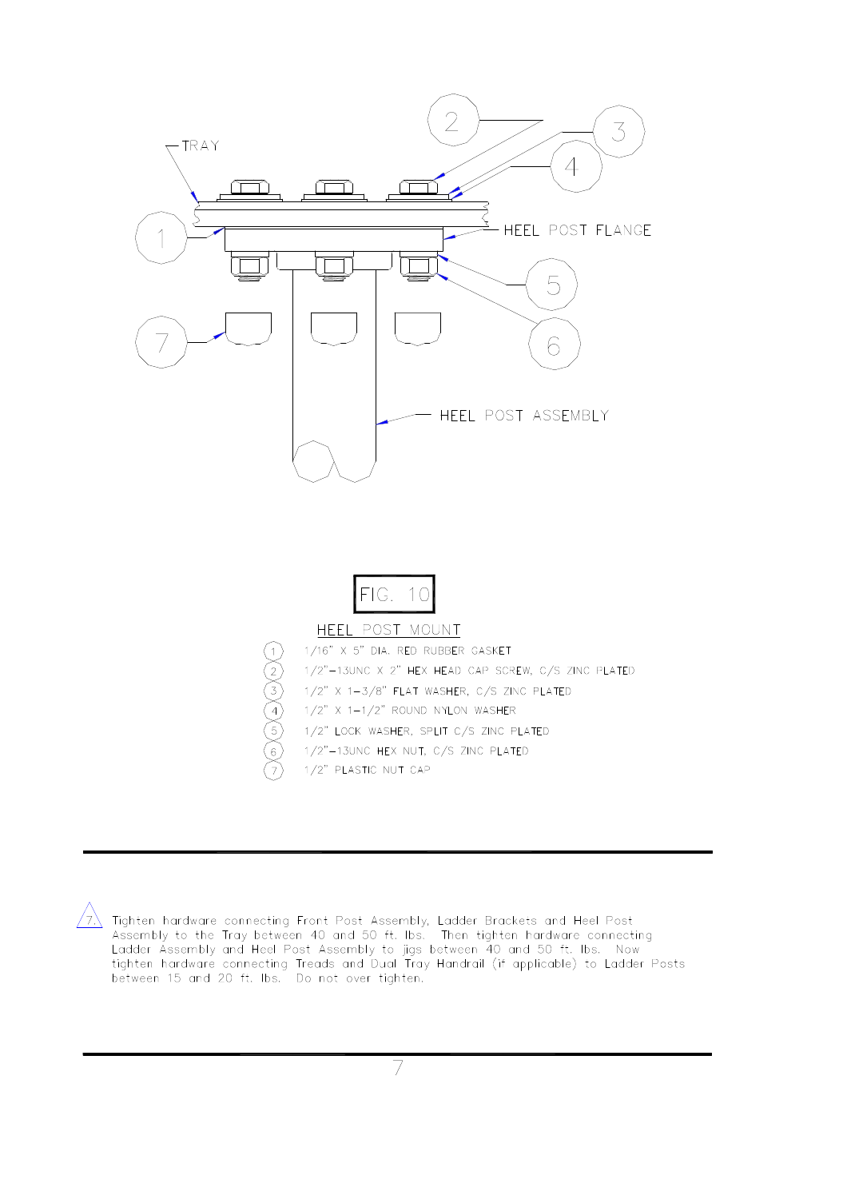FIG. 10

HEEL POST MOUNT

1. 1/16" X 5" DIA. RED RUBBER GASKET
2. 1/2"–13UNC X 2" HEX HEAD CAP SCREW, C/S ZINC PLATED
3. 1/2" X 1-3/8" FLAT WASHER, C/S ZINC PLATED
4. 1/2" X 1-1/2" ROUND NYLON WASHER
5. 1/2" LOCK WASHER, SPLIT C/S ZINC PLATED
6. 1/2"–13UNC HEX NUT, C/S ZINC PLATED
7. 1/2" PLASTIC NUT CAP

---

7. Tighten hardware connecting Front Post Assembly, Ladder Brackets and Heel Post Assembly to the Tray between 40 and 50 ft. lbs. Then tighten hardware connecting Ladder Assembly and Heel Post Assembly to jigs between 40 and 50 ft. lbs. Now tighten hardware connecting Treads and Dual Tray Handrail (if applicable) to Ladder Posts between 15 and 20 ft. lbs. Do not over tighten.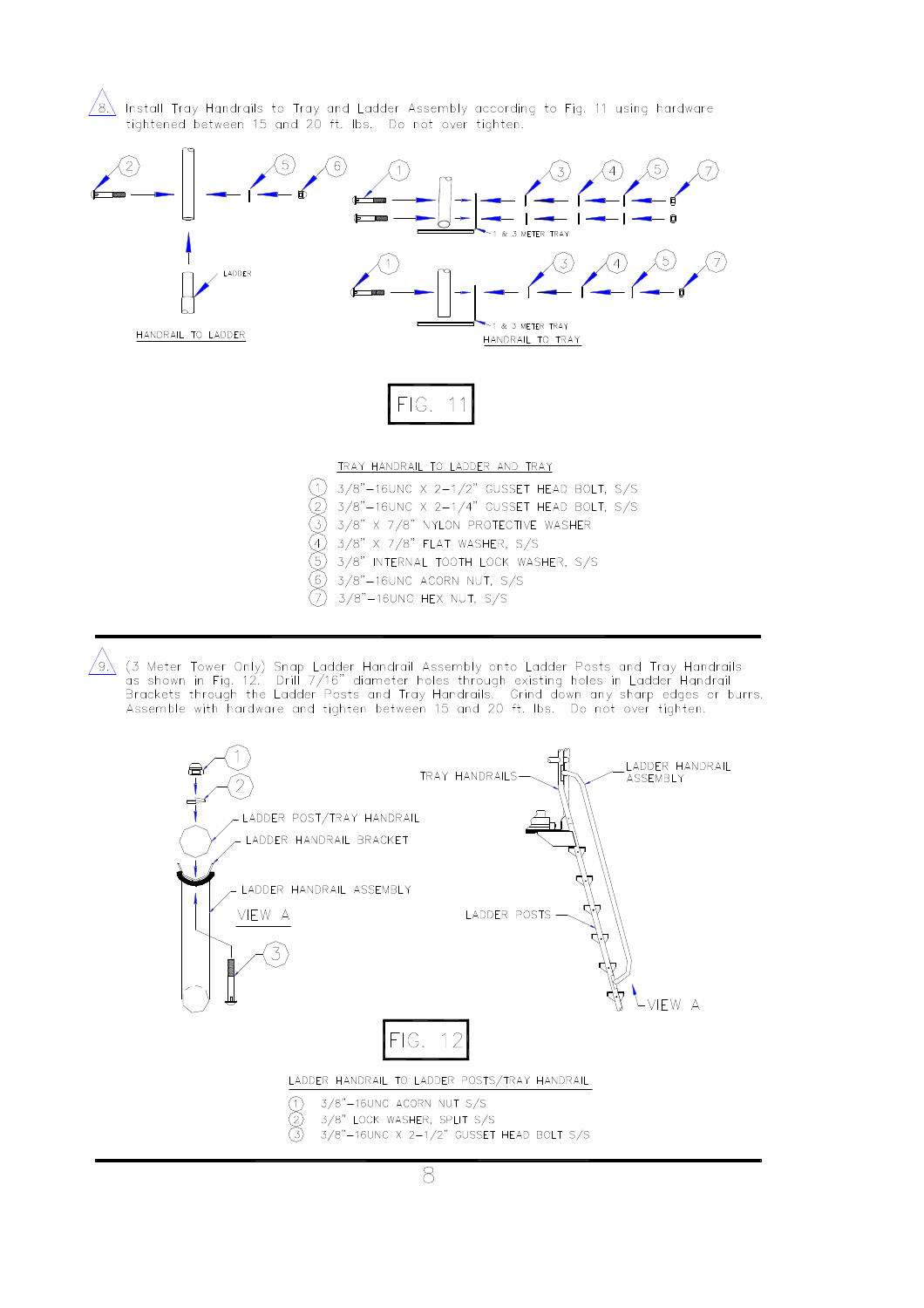8. Install Tray Handrails to Tray and Ladder Assembly according to Fig. 11 using hardware tightened between 15 and 20 ft. lbs. Do not over tighten.

LADDER

HANDRAIL TO LADDER

1 & 3 METER TRAY

1 & 3 METER TRAY

HANDRAIL TO TRAY

FIG. 11

TRAY HANDRAIL TO LADDER AND TRAY

1. 3/8"-16UNC X 2-1/2" GUSSET HEAD BOLT, S/S
2. 3/8"-16UNC X 2-1/4" GUSSET HEAD BOLT, S/S
3. 3/8" X 7/8" NYLON PROTECTIVE WASHER
4. 3/8" X 7/8" FLAT WASHER, S/S
5. 3/8" INTERNAL TOOTH LOCK WASHER, S/S
6. 3/8"-16UNC ACORN NUT, S/S
7. 3/8"-16UNC HEX NUT, S/S

---

9. (3 Meter Tower Only) Snap Ladder Handrail Assembly onto Ladder Posts and Tray Handrails as shown in Fig. 12. Drill 7/16" diameter holes through existing holes in Ladder Handrail Brackets through the Ladder Posts and Tray Handrails. Grind down any sharp edges or burrs. Assemble with hardware and tighten between 15 and 20 ft. lbs. Do not over tighten.

LADDER POST/TRAY HANDRAIL

LADDER HANDRAIL BRACKET

LADDER HANDRAIL ASSEMBLY

VIEW A

TRAY HANDRAILS

LADDER HANDRAIL ASSEMBLY

LADDER POSTS

VIEW A

FIG. 12

LADDER HANDRAIL TO LADDER POSTS/TRAY HANDRAIL

1. 3/8"-16UNC ACORN NUT S/S
2. 3/8" LOCK WASHER, SPLIT S/S
3. 3/8"-16UNC X 2-1/2" GUSSET HEAD BOLT S/S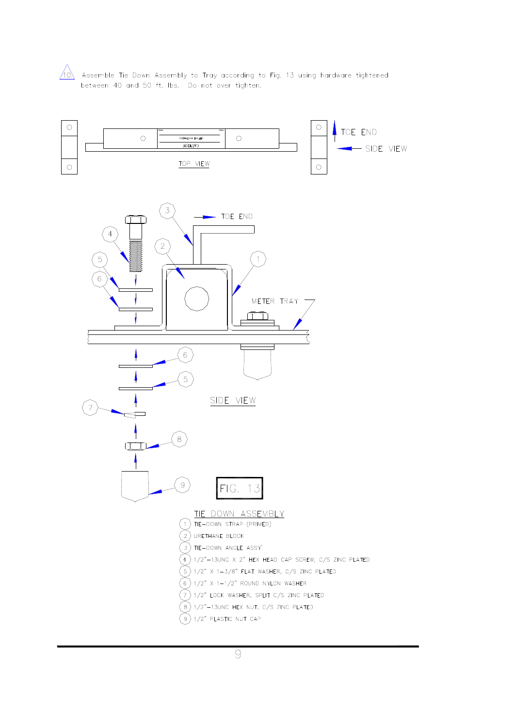10. Assemble Tie Down Assembly to Tray according to Fig. 13 using hardware tightened between 40 and 50 ft. lbs. Do not over tighten.

TOP VIEW

TOE END

SIDE VIEW

METER TRAY

SIDE VIEW

FIG. 13

**TIE DOWN ASSEMBLY**

1. TIE-DOWN STRAP (PRIMED)
2. URETHANE BLOCK
3. TIE-DOWN ANGLE ASSY'
4. 1/2"-13UNC X 2" HEX HEAD CAP SCREW, C/S ZINC PLATED
5. 1/2" X 1-3/8" FLAT WASHER, C/S ZINC PLATED
6. 1/2" X 1-1/2" ROUND NYLON WASHER
7. 1/2" LOCK WASHER, SPLIT C/S ZINC PLATED
8. 1/2"-13UNC HEX NUT, C/S ZINC PLATED
9. 1/2" PLASTIC NUT CAP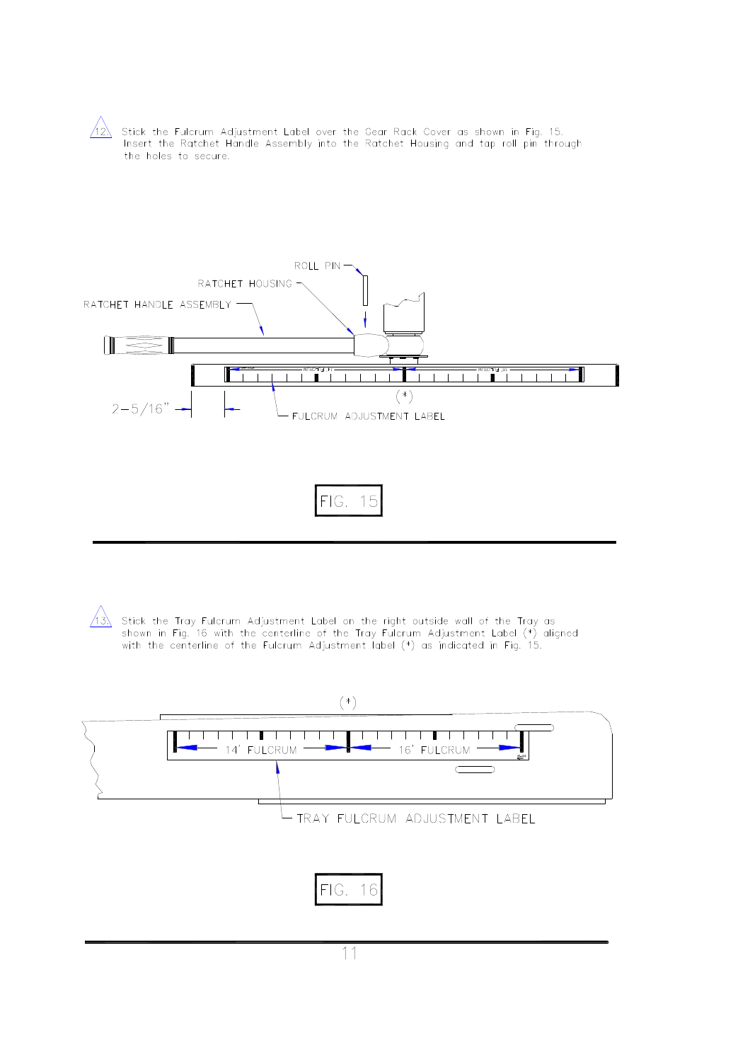12. Stick the Fulcrum Adjustment Label over the Gear Rack Cover as shown in Fig. 15. Insert the Ratchet Handle Assembly into the Ratchet Housing and tap roll pin through the holes to secure.

ROLL PIN

RATCHET HOUSING

RATCHET HANDLE ASSEMBLY

2-5/16"

(*)

FULCRUM ADJUSTMENT LABEL

FIG. 15

---

13. Stick the Tray Fulcrum Adjustment Label on the right outside wall of the Tray as shown in Fig. 16 with the centerline of the Tray Fulcrum Adjustment Label (*) aligned with the centerline of the Fulcrum Adjustment label (*) as indicated in Fig. 15.

(*)

14' FULCRUM

16' FULCRUM

TRAY FULCRUM ADJUSTMENT LABEL

FIG. 16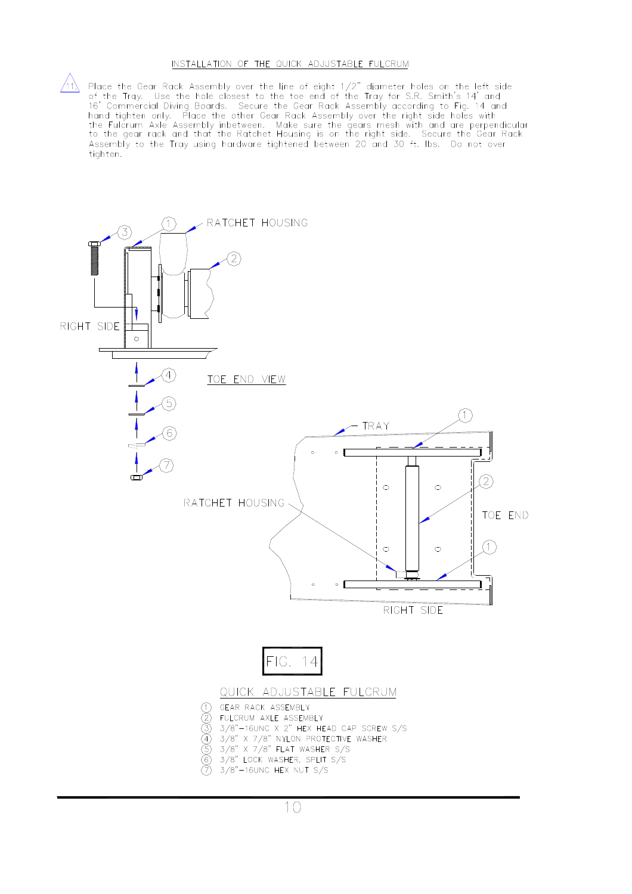## INSTALLATION OF THE QUICK ADJUSTABLE FULCRUM

11. Place the Gear Rack Assembly over the line of eight 1/2" diameter holes on the left side of the Tray. Use the hole closest to the toe end of the Tray for S.R. Smith's 14' and 16' Commercial Diving Boards. Secure the Gear Rack Assembly according to Fig. 14 and hand tighten only. Place the other Gear Rack Assembly over the right side holes with the Fulcrum Axle Assembly inbetween. Make sure the gears mesh with and are perpendicular to the gear rack and that the Ratchet Housing is on the right side. Secure the Gear Rack Assembly to the Tray using hardware tightened between 20 and 30 ft. lbs. Do not over tighten.

RATCHET HOUSING

RIGHT SIDE

TOE END VIEW

TRAY

TOE END

FIG. 14

### QUICK ADJUSTABLE FULCRUM

1. GEAR RACK ASSEMBLY
2. FULCRUM AXLE ASSEMBLY
3. 3/8"–16UNC X 2" HEX HEAD CAP SCREW S/S
4. 3/8" X 7/8" NYLON PROTECTIVE WASHER
5. 3/8" X 7/8" FLAT WASHER S/S
6. 3/8" LOCK WASHER, SPLIT S/S
7. 3/8"–16UNC HEX NUT S/S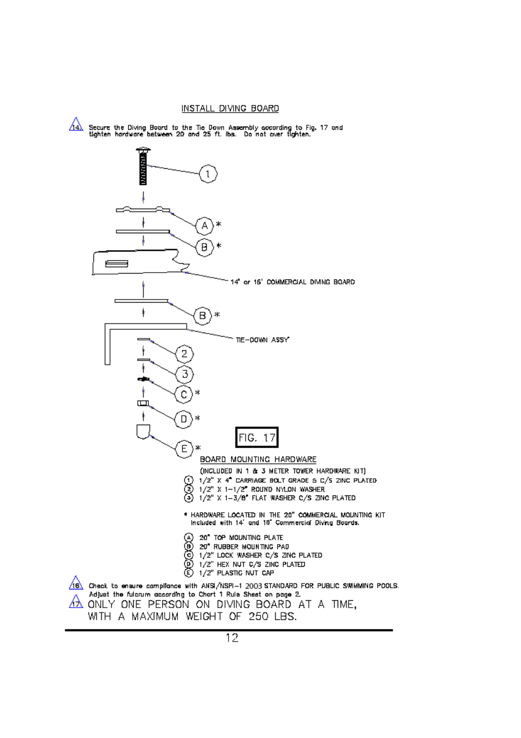## INSTALL DIVING BOARD

⚠ 14. Secure the Diving Board to the Tie Down Assembly according to Fig. 17 and tighten hardware between 20 and 25 ft. lbs. Do not over tighten.

1

A *

B *

14' or 16' COMMERCIAL DIVING BOARD

B *

TIE-DOWN ASSY

2

3

C *

D *

E *

FIG. 17

### BOARD MOUNTING HARDWARE

(INCLUDED IN 1 & 3 METER TOWER HARDWARE KIT)

1. 1/2" X 4" CARRIAGE BOLT GRADE 5 C/S ZINC PLATED
2. 1/2" X 1-1/2" ROUND NYLON WASHER
3. 1/2" X 1-3/8" FLAT WASHER C/S ZINC PLATED

* HARDWARE LOCATED IN THE 20" COMMERCIAL MOUNTING KIT Included with 14' and 16' Commercial Diving Boards.

- (A) 20" TOP MOUNTING PLATE
- (B) 20" RUBBER MOUNTING PAD
- (C) 1/2" LOCK WASHER C/S ZINC PLATED
- (D) 1/2" HEX NUT C/S ZINC PLATED
- (E) 1/2" PLASTIC NUT CAP

⚠ 16. Check to ensure compliance with ANSI/NSPI-1 2003 STANDARD FOR PUBLIC SWIMMING POOLS. Adjust the fulcrum according to Chart 1 Rule Sheet on page 2.

⚠ 17. ONLY ONE PERSON ON DIVING BOARD AT A TIME, WITH A MAXIMUM WEIGHT OF 250 LBS.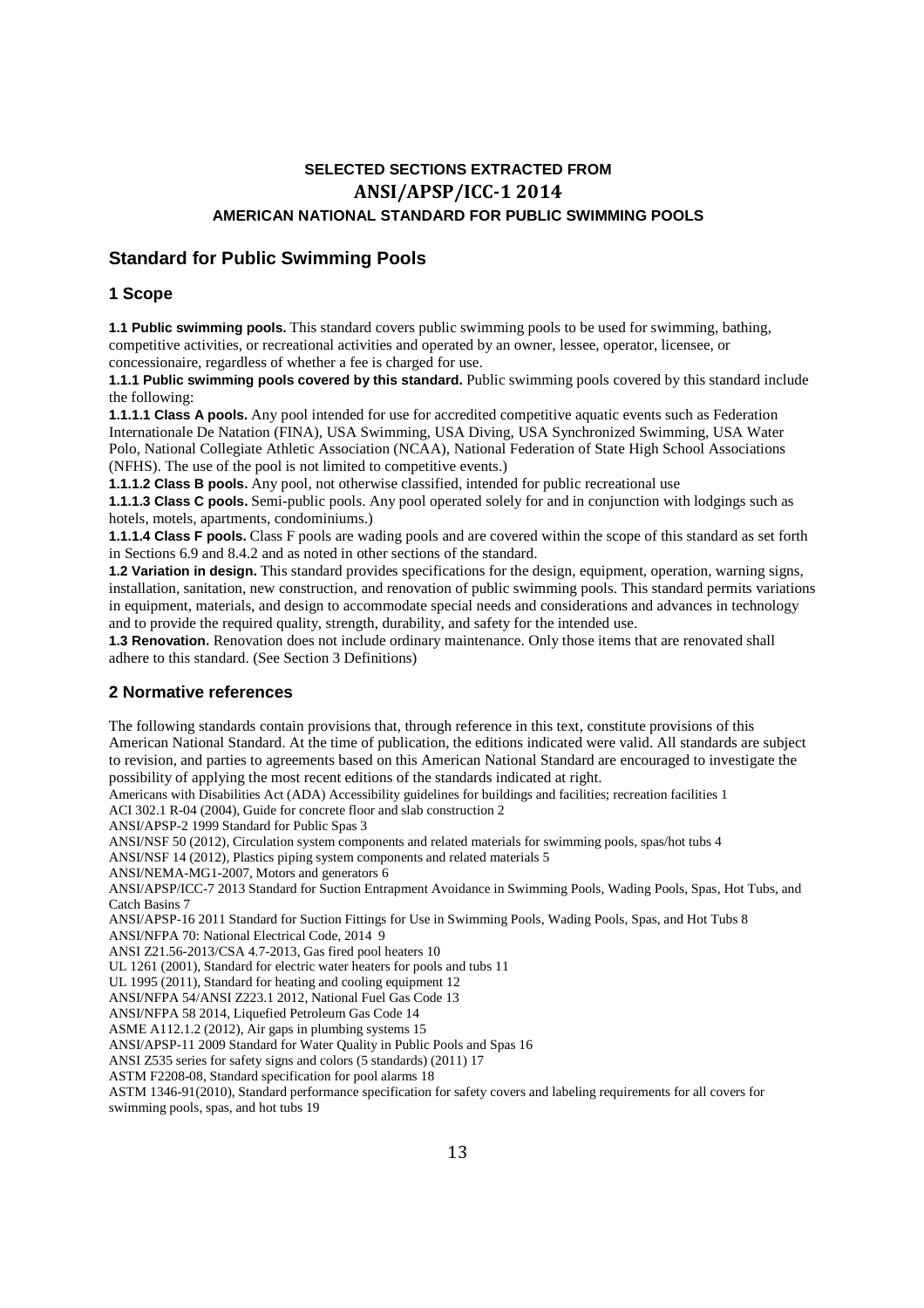**SELECTED SECTIONS EXTRACTED FROM**

**ANSI/APSP/ICC-1 2014**

**AMERICAN NATIONAL STANDARD FOR PUBLIC SWIMMING POOLS**

## Standard for Public Swimming Pools

### 1 Scope

**1.1 Public swimming pools.** This standard covers public swimming pools to be used for swimming, bathing, competitive activities, or recreational activities and operated by an owner, lessee, operator, licensee, or concessionaire, regardless of whether a fee is charged for use.

**1.1.1 Public swimming pools covered by this standard.** Public swimming pools covered by this standard include the following:

**1.1.1.1 Class A pools.** Any pool intended for use for accredited competitive aquatic events such as Federation Internationale De Natation (FINA), USA Swimming, USA Diving, USA Synchronized Swimming, USA Water Polo, National Collegiate Athletic Association (NCAA), National Federation of State High School Associations (NFHS). The use of the pool is not limited to competitive events.)

**1.1.1.2 Class B pools.** Any pool, not otherwise classified, intended for public recreational use

**1.1.1.3 Class C pools.** Semi-public pools. Any pool operated solely for and in conjunction with lodgings such as hotels, motels, apartments, condominiums.)

**1.1.1.4 Class F pools.** Class F pools are wading pools and are covered within the scope of this standard as set forth in Sections 6.9 and 8.4.2 and as noted in other sections of the standard.

**1.2 Variation in design.** This standard provides specifications for the design, equipment, operation, warning signs, installation, sanitation, new construction, and renovation of public swimming pools. This standard permits variations in equipment, materials, and design to accommodate special needs and considerations and advances in technology and to provide the required quality, strength, durability, and safety for the intended use.

**1.3 Renovation.** Renovation does not include ordinary maintenance. Only those items that are renovated shall adhere to this standard. (See Section 3 Definitions)

### 2 Normative references

The following standards contain provisions that, through reference in this text, constitute provisions of this American National Standard. At the time of publication, the editions indicated were valid. All standards are subject to revision, and parties to agreements based on this American National Standard are encouraged to investigate the possibility of applying the most recent editions of the standards indicated at right.

Americans with Disabilities Act (ADA) Accessibility guidelines for buildings and facilities; recreation facilities 1
ACI 302.1 R-04 (2004), Guide for concrete floor and slab construction 2
ANSI/APSP-2 1999 Standard for Public Spas 3
ANSI/NSF 50 (2012), Circulation system components and related materials for swimming pools, spas/hot tubs 4
ANSI/NSF 14 (2012), Plastics piping system components and related materials 5
ANSI/NEMA-MG1-2007, Motors and generators 6
ANSI/APSP/ICC-7 2013 Standard for Suction Entrapment Avoidance in Swimming Pools, Wading Pools, Spas, Hot Tubs, and Catch Basins 7
ANSI/APSP-16 2011 Standard for Suction Fittings for Use in Swimming Pools, Wading Pools, Spas, and Hot Tubs 8
ANSI/NFPA 70: National Electrical Code, 2014 9
ANSI Z21.56-2013/CSA 4.7-2013, Gas fired pool heaters 10
UL 1261 (2001), Standard for electric water heaters for pools and tubs 11
UL 1995 (2011), Standard for heating and cooling equipment 12
ANSI/NFPA 54/ANSI Z223.1 2012, National Fuel Gas Code 13
ANSI/NFPA 58 2014, Liquefied Petroleum Gas Code 14
ASME A112.1.2 (2012), Air gaps in plumbing systems 15
ANSI/APSP-11 2009 Standard for Water Quality in Public Pools and Spas 16
ANSI Z535 series for safety signs and colors (5 standards) (2011) 17
ASTM F2208-08, Standard specification for pool alarms 18
ASTM 1346-91(2010), Standard performance specification for safety covers and labeling requirements for all covers for swimming pools, spas, and hot tubs 19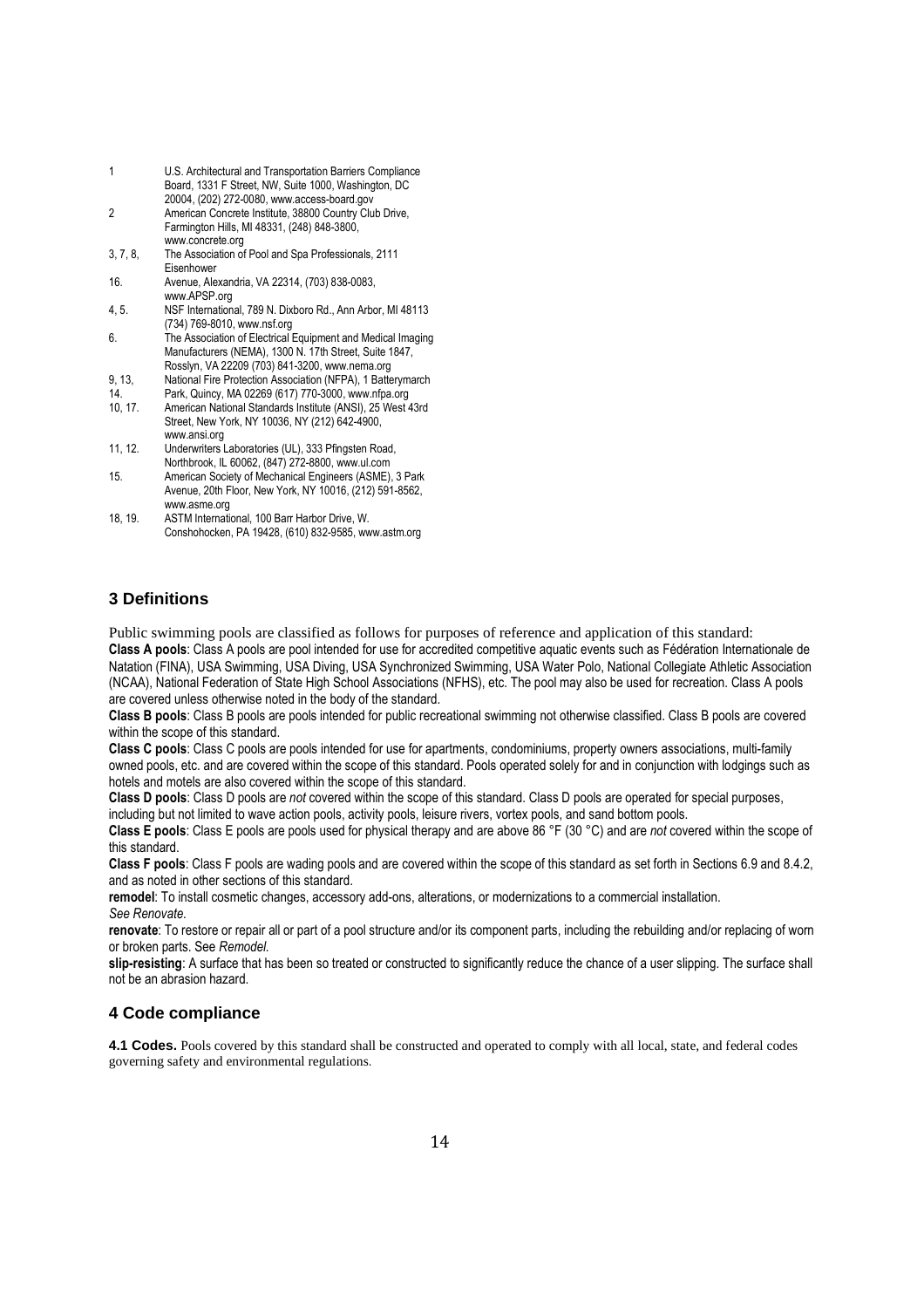| | |
|---|---|
| 1 | U.S. Architectural and Transportation Barriers Compliance Board, 1331 F Street, NW, Suite 1000, Washington, DC 20004, (202) 272-0080, www.access-board.gov |
| 2 | American Concrete Institute, 38800 Country Club Drive, Farmington Hills, MI 48331, (248) 848-3800, www.concrete.org |
| 3, 7, 8, 16. | The Association of Pool and Spa Professionals, 2111 Eisenhower Avenue, Alexandria, VA 22314, (703) 838-0083, www.APSP.org |
| 4, 5. | NSF International, 789 N. Dixboro Rd., Ann Arbor, MI 48113 (734) 769-8010, www.nsf.org |
| 6. | The Association of Electrical Equipment and Medical Imaging Manufacturers (NEMA), 1300 N. 17th Street, Suite 1847, Rosslyn, VA 22209 (703) 841-3200, www.nema.org |
| 9, 13, 14. | National Fire Protection Association (NFPA), 1 Batterymarch Park, Quincy, MA 02269 (617) 770-3000, www.nfpa.org |
| 10, 17. | American National Standards Institute (ANSI), 25 West 43rd Street, New York, NY 10036, NY (212) 642-4900, www.ansi.org |
| 11, 12. | Underwriters Laboratories (UL), 333 Pfingsten Road, Northbrook, IL 60062, (847) 272-8800, www.ul.com |
| 15. | American Society of Mechanical Engineers (ASME), 3 Park Avenue, 20th Floor, New York, NY 10016, (212) 591-8562, www.asme.org |
| 18, 19. | ASTM International, 100 Barr Harbor Drive, W. Conshohocken, PA 19428, (610) 832-9585, www.astm.org |

## 3 Definitions

Public swimming pools are classified as follows for purposes of reference and application of this standard:

**Class A pools**: Class A pools are pool intended for use for accredited competitive aquatic events such as Fédération Internationale de Natation (FINA), USA Swimming, USA Diving, USA Synchronized Swimming, USA Water Polo, National Collegiate Athletic Association (NCAA), National Federation of State High School Associations (NFHS), etc. The pool may also be used for recreation. Class A pools are covered unless otherwise noted in the body of the standard.

**Class B pools**: Class B pools are pools intended for public recreational swimming not otherwise classified. Class B pools are covered within the scope of this standard.

**Class C pools**: Class C pools are pools intended for use for apartments, condominiums, property owners associations, multi-family owned pools, etc. and are covered within the scope of this standard. Pools operated solely for and in conjunction with lodgings such as hotels and motels are also covered within the scope of this standard.

**Class D pools**: Class D pools are *not* covered within the scope of this standard. Class D pools are operated for special purposes, including but not limited to wave action pools, activity pools, leisure rivers, vortex pools, and sand bottom pools.

**Class E pools**: Class E pools are pools used for physical therapy and are above 86 °F (30 °C) and are *not* covered within the scope of this standard.

**Class F pools**: Class F pools are wading pools and are covered within the scope of this standard as set forth in Sections 6.9 and 8.4.2, and as noted in other sections of this standard.

**remodel**: To install cosmetic changes, accessory add-ons, alterations, or modernizations to a commercial installation. *See Renovate.*

**renovate**: To restore or repair all or part of a pool structure and/or its component parts, including the rebuilding and/or replacing of worn or broken parts. See *Remodel.*

**slip-resisting**: A surface that has been so treated or constructed to significantly reduce the chance of a user slipping. The surface shall not be an abrasion hazard.

## 4 Code compliance

**4.1 Codes.** Pools covered by this standard shall be constructed and operated to comply with all local, state, and federal codes governing safety and environmental regulations.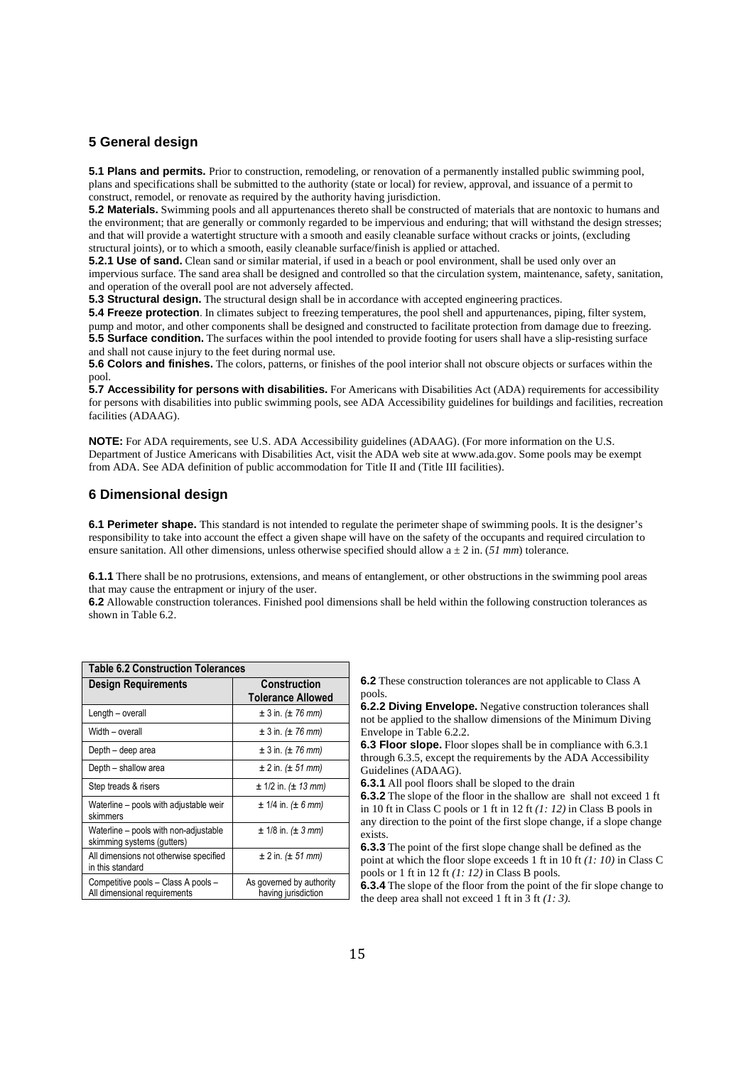## 5 General design

**5.1 Plans and permits.** Prior to construction, remodeling, or renovation of a permanently installed public swimming pool, plans and specifications shall be submitted to the authority (state or local) for review, approval, and issuance of a permit to construct, remodel, or renovate as required by the authority having jurisdiction.

**5.2 Materials.** Swimming pools and all appurtenances thereto shall be constructed of materials that are nontoxic to humans and the environment; that are generally or commonly regarded to be impervious and enduring; that will withstand the design stresses; and that will provide a watertight structure with a smooth and easily cleanable surface without cracks or joints, (excluding structural joints), or to which a smooth, easily cleanable surface/finish is applied or attached.

**5.2.1 Use of sand.** Clean sand or similar material, if used in a beach or pool environment, shall be used only over an impervious surface. The sand area shall be designed and controlled so that the circulation system, maintenance, safety, sanitation, and operation of the overall pool are not adversely affected.

**5.3 Structural design.** The structural design shall be in accordance with accepted engineering practices.

**5.4 Freeze protection**. In climates subject to freezing temperatures, the pool shell and appurtenances, piping, filter system, pump and motor, and other components shall be designed and constructed to facilitate protection from damage due to freezing.

**5.5 Surface condition.** The surfaces within the pool intended to provide footing for users shall have a slip-resisting surface and shall not cause injury to the feet during normal use.

**5.6 Colors and finishes.** The colors, patterns, or finishes of the pool interior shall not obscure objects or surfaces within the pool.

**5.7 Accessibility for persons with disabilities.** For Americans with Disabilities Act (ADA) requirements for accessibility for persons with disabilities into public swimming pools, see ADA Accessibility guidelines for buildings and facilities, recreation facilities (ADAAG).

**NOTE:** For ADA requirements, see U.S. ADA Accessibility guidelines (ADAAG). (For more information on the U.S. Department of Justice Americans with Disabilities Act, visit the ADA web site at www.ada.gov. Some pools may be exempt from ADA. See ADA definition of public accommodation for Title II and (Title III facilities).

## 6 Dimensional design

**6.1 Perimeter shape.** This standard is not intended to regulate the perimeter shape of swimming pools. It is the designer's responsibility to take into account the effect a given shape will have on the safety of the occupants and required circulation to ensure sanitation. All other dimensions, unless otherwise specified should allow a ± 2 in. (*51 mm*) tolerance.

**6.1.1** There shall be no protrusions, extensions, and means of entanglement, or other obstructions in the swimming pool areas that may cause the entrapment or injury of the user.

**6.2** Allowable construction tolerances. Finished pool dimensions shall be held within the following construction tolerances as shown in Table 6.2.

**Table 6.2 Construction Tolerances**

| Design Requirements | Construction Tolerance Allowed |
|---|---|
| Length – overall | ± 3 in. *(± 76 mm)* |
| Width – overall | ± 3 in. *(± 76 mm)* |
| Depth – deep area | ± 3 in. *(± 76 mm)* |
| Depth – shallow area | ± 2 in. *(± 51 mm)* |
| Step treads & risers | ± 1/2 in. *(± 13 mm)* |
| Waterline – pools with adjustable weir skimmers | ± 1/4 in. *(± 6 mm)* |
| Waterline – pools with non-adjustable skimming systems (gutters) | ± 1/8 in. *(± 3 mm)* |
| All dimensions not otherwise specified in this standard | ± 2 in. *(± 51 mm)* |
| Competitive pools – Class A pools – All dimensional requirements | As governed by authority having jurisdiction |

**6.2** These construction tolerances are not applicable to Class A pools.

**6.2.2 Diving Envelope.** Negative construction tolerances shall not be applied to the shallow dimensions of the Minimum Diving Envelope in Table 6.2.2.

**6.3 Floor slope.** Floor slopes shall be in compliance with 6.3.1 through 6.3.5, except the requirements by the ADA Accessibility Guidelines (ADAAG).

**6.3.1** All pool floors shall be sloped to the drain

**6.3.2** The slope of the floor in the shallow are shall not exceed 1 ft in 10 ft in Class C pools or 1 ft in 12 ft *(1: 12)* in Class B pools in any direction to the point of the first slope change, if a slope change exists.

**6.3.3** The point of the first slope change shall be defined as the point at which the floor slope exceeds 1 ft in 10 ft *(1: 10)* in Class C pools or 1 ft in 12 ft *(1: 12)* in Class B pools.

**6.3.4** The slope of the floor from the point of the fir slope change to the deep area shall not exceed 1 ft in 3 ft *(1: 3).*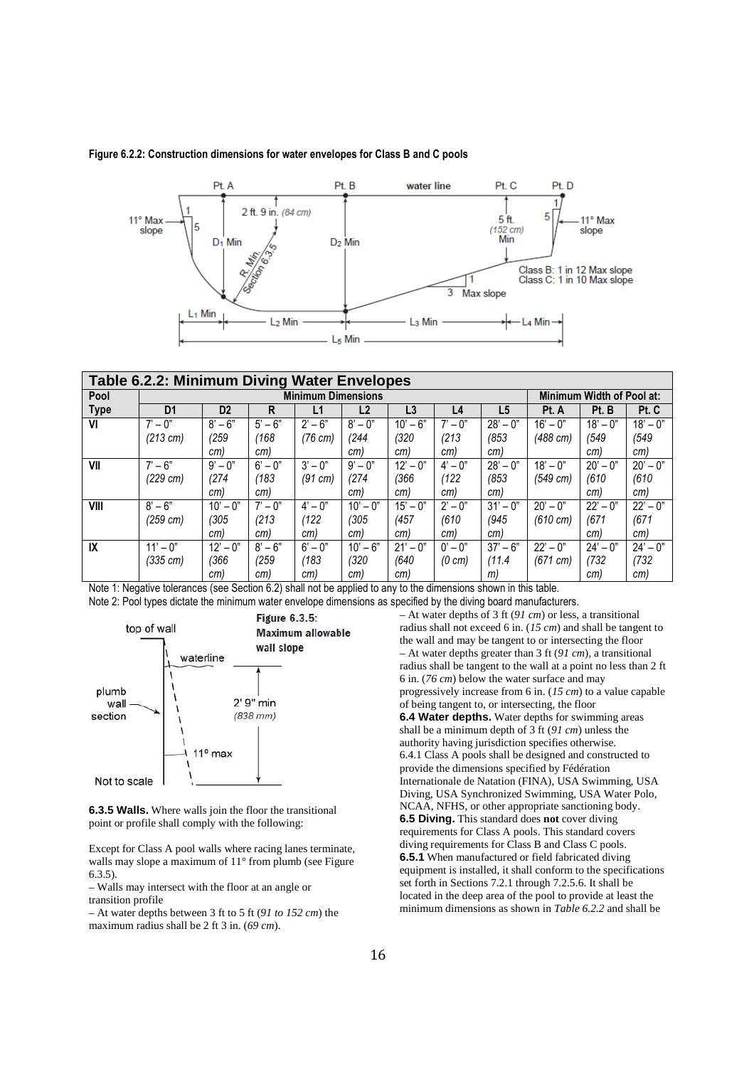**Figure 6.2.2: Construction dimensions for water envelopes for Class B and C pools**

| Table 6.2.2: Minimum Diving Water Envelopes | | | | | | | | | | | |
|---|---|---|---|---|---|---|---|---|---|---|---|
| Pool Type | Minimum Dimensions | | | | | | | | Minimum Width of Pool at: | | |
| | D1 | D2 | R | L1 | L2 | L3 | L4 | L5 | Pt. A | Pt. B | Pt. C |
| VI | 7' – 0" *(213 cm)* | 8' – 6" *(259 cm)* | 5' – 6" *(168 cm)* | 2' – 6" *(76 cm)* | 8' – 0" *(244 cm)* | 10' – 6" *(320 cm)* | 7' – 0" *(213 cm)* | 28' – 0" *(853 cm)* | 16' – 0" *(488 cm)* | 18' – 0" *(549 cm)* | 18' – 0" *(549 cm)* |
| VII | 7' – 6" *(229 cm)* | 9' – 0" *(274 cm)* | 6' – 0" *(183 cm)* | 3' – 0" *(91 cm)* | 9' – 0" *(274 cm)* | 12' – 0" *(366 cm)* | 4' – 0" *(122 cm)* | 28' – 0" *(853 cm)* | 18' – 0" *(549 cm)* | 20' – 0" *(610 cm)* | 20' – 0" *(610 cm)* |
| VIII | 8' – 6" *(259 cm)* | 10' – 0" *(305 cm)* | 7' – 0" *(213 cm)* | 4' – 0" *(122 cm)* | 10' – 0" *(305 cm)* | 15' – 0" *(457 cm)* | 2' – 0" *(610 cm)* | 31' – 0" *(945 cm)* | 20' – 0" *(610 cm)* | 22' – 0" *(671 cm)* | 22' – 0" *(671 cm)* |
| IX | 11' – 0" *(335 cm)* | 12' – 0" *(366 cm)* | 8' – 6" *(259 cm)* | 6' – 0" *(183 cm)* | 10' – 6" *(320 cm)* | 21' – 0" *(640 cm)* | 0' – 0" *(0 cm)* | 37' – 6" *(11.4 m)* | 22' – 0" *(671 cm)* | 24' – 0" *(732 cm)* | 24' – 0" *(732 cm)* |

Note 1: Negative tolerances (see Section 6.2) shall not be applied to any to the dimensions shown in this table.

Note 2: Pool types dictate the minimum water envelope dimensions as specified by the diving board manufacturers.

**Figure 6.3.5: Maximum allowable wall slope**

**6.3.5 Walls.** Where walls join the floor the transitional point or profile shall comply with the following:

Except for Class A pool walls where racing lanes terminate, walls may slope a maximum of 11° from plumb (see Figure 6.3.5).

– Walls may intersect with the floor at an angle or transition profile

– At water depths between 3 ft to 5 ft (*91 to 152 cm*) the maximum radius shall be 2 ft 3 in. (*69 cm*).

– At water depths of 3 ft (*91 cm*) or less, a transitional radius shall not exceed 6 in. (*15 cm*) and shall be tangent to the wall and may be tangent to or intersecting the floor

– At water depths greater than 3 ft (*91 cm*), a transitional radius shall be tangent to the wall at a point no less than 2 ft 6 in. (*76 cm*) below the water surface and may progressively increase from 6 in. (*15 cm*) to a value capable of being tangent to, or intersecting, the floor

**6.4 Water depths.** Water depths for swimming areas shall be a minimum depth of 3 ft (*91 cm*) unless the authority having jurisdiction specifies otherwise.

6.4.1 Class A pools shall be designed and constructed to provide the dimensions specified by Fédération Internationale de Natation (FINA), USA Swimming, USA Diving, USA Synchronized Swimming, USA Water Polo, NCAA, NFHS, or other appropriate sanctioning body.

**6.5 Diving.** This standard does **not** cover diving requirements for Class A pools. This standard covers diving requirements for Class B and Class C pools.

**6.5.1** When manufactured or field fabricated diving equipment is installed, it shall conform to the specifications set forth in Sections 7.2.1 through 7.2.5.6. It shall be located in the deep area of the pool to provide at least the minimum dimensions as shown in *Table 6.2.2* and shall be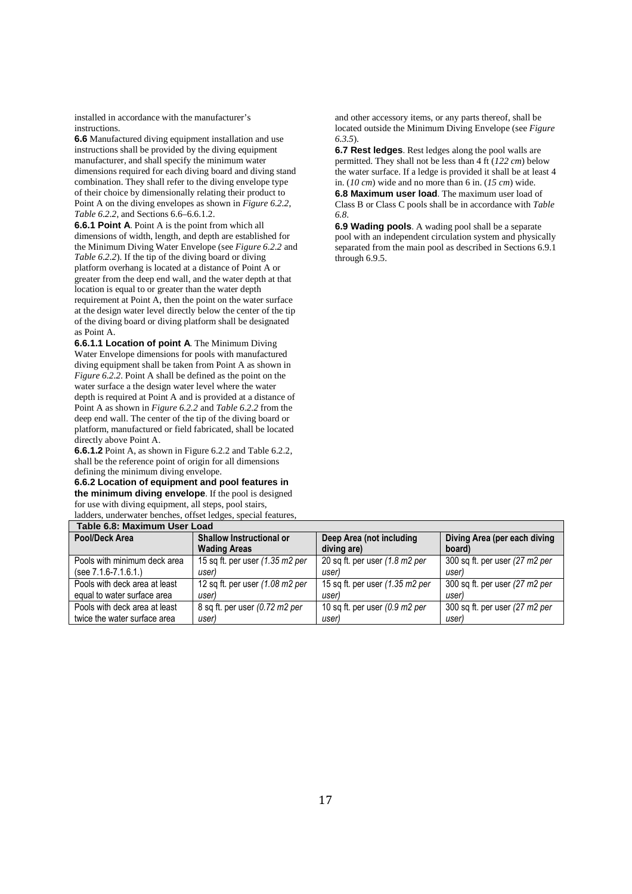installed in accordance with the manufacturer's instructions.

**6.6** Manufactured diving equipment installation and use instructions shall be provided by the diving equipment manufacturer, and shall specify the minimum water dimensions required for each diving board and diving stand combination. They shall refer to the diving envelope type of their choice by dimensionally relating their product to Point A on the diving envelopes as shown in *Figure 6.2.2*, *Table 6.2.2*, and Sections 6.6–6.6.1.2.

**6.6.1 Point A**. Point A is the point from which all dimensions of width, length, and depth are established for the Minimum Diving Water Envelope (see *Figure 6.2.2* and *Table 6.2.2*). If the tip of the diving board or diving platform overhang is located at a distance of Point A or greater from the deep end wall, and the water depth at that location is equal to or greater than the water depth requirement at Point A, then the point on the water surface at the design water level directly below the center of the tip of the diving board or diving platform shall be designated as Point A.

**6.6.1.1 Location of point A**. The Minimum Diving Water Envelope dimensions for pools with manufactured diving equipment shall be taken from Point A as shown in *Figure 6.2.2*. Point A shall be defined as the point on the water surface a the design water level where the water depth is required at Point A and is provided at a distance of Point A as shown in *Figure 6.2.2* and *Table 6.2.2* from the deep end wall. The center of the tip of the diving board or platform, manufactured or field fabricated, shall be located directly above Point A.

**6.6.1.2** Point A, as shown in Figure 6.2.2 and Table 6.2.2, shall be the reference point of origin for all dimensions defining the minimum diving envelope.

**6.6.2 Location of equipment and pool features in the minimum diving envelope**. If the pool is designed for use with diving equipment, all steps, pool stairs, ladders, underwater benches, offset ledges, special features, and other accessory items, or any parts thereof, shall be located outside the Minimum Diving Envelope (see *Figure 6.3.5*).

**6.7 Rest ledges**. Rest ledges along the pool walls are permitted. They shall not be less than 4 ft (*122 cm*) below the water surface. If a ledge is provided it shall be at least 4 in. (*10 cm*) wide and no more than 6 in. (*15 cm*) wide.

**6.8 Maximum user load**. The maximum user load of Class B or Class C pools shall be in accordance with *Table 6.8*.

**6.9 Wading pools**. A wading pool shall be a separate pool with an independent circulation system and physically separated from the main pool as described in Sections 6.9.1 through 6.9.5.

**Table 6.8: Maximum User Load**

| Pool/Deck Area | Shallow Instructional or Wading Areas | Deep Area (not including diving are) | Diving Area (per each diving board) |
|---|---|---|---|
| Pools with minimum deck area (see 7.1.6-7.1.6.1.) | 15 sq ft. per user *(1.35 m2 per user)* | 20 sq ft. per user *(1.8 m2 per user)* | 300 sq ft. per user *(27 m2 per user)* |
| Pools with deck area at least equal to water surface area | 12 sq ft. per user *(1.08 m2 per user)* | 15 sq ft. per user *(1.35 m2 per user)* | 300 sq ft. per user *(27 m2 per user)* |
| Pools with deck area at least twice the water surface area | 8 sq ft. per user *(0.72 m2 per user)* | 10 sq ft. per user *(0.9 m2 per user)* | 300 sq ft. per user *(27 m2 per user)* |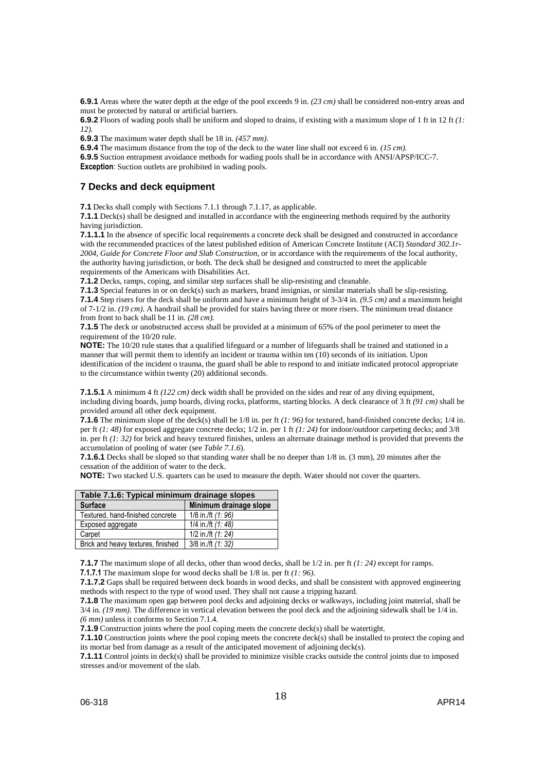**6.9.1** Areas where the water depth at the edge of the pool exceeds 9 in. *(23 cm)* shall be considered non-entry areas and must be protected by natural or artificial barriers.
**6.9.2** Floors of wading pools shall be uniform and sloped to drains, if existing with a maximum slope of 1 ft in 12 ft *(1: 12).*
**6.9.3** The maximum water depth shall be 18 in. *(457 mm).*
**6.9.4** The maximum distance from the top of the deck to the water line shall not exceed 6 in. *(15 cm).*
**6.9.5** Suction entrapment avoidance methods for wading pools shall be in accordance with ANSI/APSP/ICC-7.
**Exception**: Suction outlets are prohibited in wading pools.

## 7 Decks and deck equipment

**7.1** Decks shall comply with Sections 7.1.1 through 7.1.17, as applicable.
**7.1.1** Deck(s) shall be designed and installed in accordance with the engineering methods required by the authority having jurisdiction.
**7.1.1.1** In the absence of specific local requirements a concrete deck shall be designed and constructed in accordance with the recommended practices of the latest published edition of American Concrete Institute (ACI) *Standard 302.1r-2004, Guide for Concrete Floor and Slab Construction*, or in accordance with the requirements of the local authority, the authority having jurisdiction, or both. The deck shall be designed and constructed to meet the applicable requirements of the Americans with Disabilities Act.
**7.1.2** Decks, ramps, coping, and similar step surfaces shall be slip-resisting and cleanable.
**7.1.3** Special features in or on deck(s) such as markers, brand insignias, or similar materials shall be slip-resisting.
**7.1.4** Step risers for the deck shall be uniform and have a minimum height of 3-3/4 in. *(9.5 cm)* and a maximum height of 7-1/2 in. *(19 cm)*. A handrail shall be provided for stairs having three or more risers. The minimum tread distance from front to back shall be 11 in. *(28 cm).*
**7.1.5** The deck or unobstructed access shall be provided at a minimum of 65% of the pool perimeter to meet the requirement of the 10/20 rule.
**NOTE:** The 10/20 rule states that a qualified lifeguard or a number of lifeguards shall be trained and stationed in a manner that will permit them to identify an incident or trauma within ten (10) seconds of its initiation. Upon identification of the incident o trauma, the guard shall be able to respond to and initiate indicated protocol appropriate to the circumstance within twenty (20) additional seconds.

**7.1.5.1** A minimum 4 ft *(122 cm)* deck width shall be provided on the sides and rear of any diving equipment, including diving boards, jump boards, diving rocks, platforms, starting blocks. A deck clearance of 3 ft *(91 cm)* shall be provided around all other deck equipment.
**7.1.6** The minimum slope of the deck(s) shall be 1/8 in. per ft *(1: 96)* for textured, hand-finished concrete decks; 1/4 in. per ft *(1: 48)* for exposed aggregate concrete decks; 1/2 in. per 1 ft *(1: 24)* for indoor/outdoor carpeting decks; and 3/8 in. per ft *(1: 32)* for brick and heavy textured finishes, unless an alternate drainage method is provided that prevents the accumulation of pooling of water (see *Table 7.1.6*).
**7.1.6.1** Decks shall be sloped so that standing water shall be no deeper than 1/8 in. (3 mm), 20 minutes after the cessation of the addition of water to the deck.
**NOTE:** Two stacked U.S. quarters can be used to measure the depth. Water should not cover the quarters.

**Table 7.1.6: Typical minimum drainage slopes**

| Surface | Minimum drainage slope |
|---|---|
| Textured, hand-finished concrete | 1/8 in./ft *(1: 96)* |
| Exposed aggregate | 1/4 in./ft *(1: 48)* |
| Carpet | 1/2 in./ft *(1: 24)* |
| Brick and heavy textures, finished | 3/8 in./ft *(1: 32)* |

**7.1.7** The maximum slope of all decks, other than wood decks, shall be 1/2 in. per ft *(1: 24)* except for ramps.
**7.1.7.1** The maximum slope for wood decks shall be 1/8 in. per ft *(1: 96)*.
**7.1.7.2** Gaps shall be required between deck boards in wood decks, and shall be consistent with approved engineering methods with respect to the type of wood used. They shall not cause a tripping hazard.
**7.1.8** The maximum open gap between pool decks and adjoining decks or walkways, including joint material, shall be 3/4 in. *(19 mm)*. The difference in vertical elevation between the pool deck and the adjoining sidewalk shall be 1/4 in. *(6 mm)* unless it conforms to Section 7.1.4.
**7.1.9** Construction joints where the pool coping meets the concrete deck(s) shall be watertight.
**7.1.10** Construction joints where the pool coping meets the concrete deck(s) shall be installed to protect the coping and its mortar bed from damage as a result of the anticipated movement of adjoining deck(s).
**7.1.11** Control joints in deck(s) shall be provided to minimize visible cracks outside the control joints due to imposed stresses and/or movement of the slab.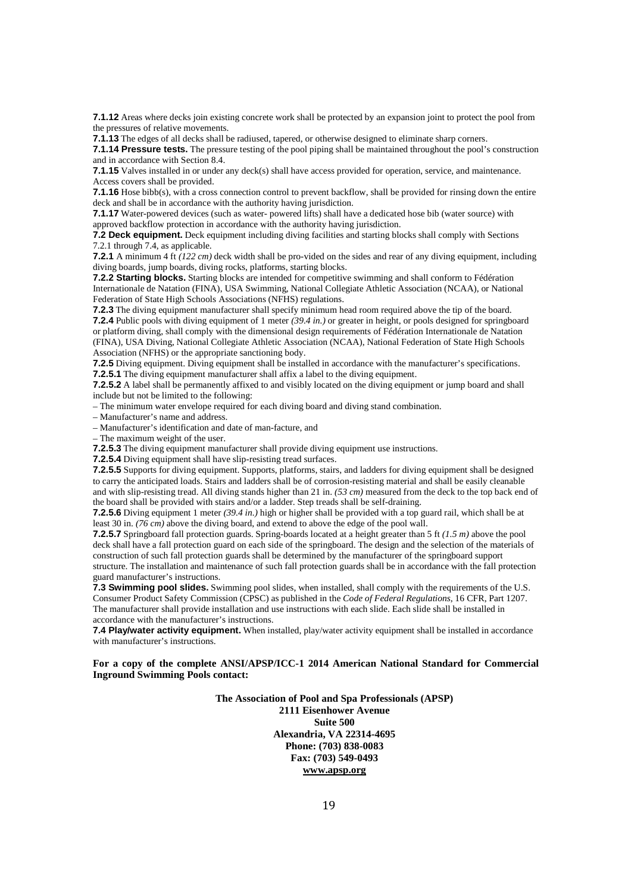**7.1.12** Areas where decks join existing concrete work shall be protected by an expansion joint to protect the pool from the pressures of relative movements.

**7.1.13** The edges of all decks shall be radiused, tapered, or otherwise designed to eliminate sharp corners.

**7.1.14 Pressure tests.** The pressure testing of the pool piping shall be maintained throughout the pool's construction and in accordance with Section 8.4.

**7.1.15** Valves installed in or under any deck(s) shall have access provided for operation, service, and maintenance. Access covers shall be provided.

**7.1.16** Hose bibb(s), with a cross connection control to prevent backflow, shall be provided for rinsing down the entire deck and shall be in accordance with the authority having jurisdiction.

**7.1.17** Water-powered devices (such as water- powered lifts) shall have a dedicated hose bib (water source) with approved backflow protection in accordance with the authority having jurisdiction.

**7.2 Deck equipment.** Deck equipment including diving facilities and starting blocks shall comply with Sections 7.2.1 through 7.4, as applicable.

**7.2.1** A minimum 4 ft *(122 cm)* deck width shall be pro-vided on the sides and rear of any diving equipment, including diving boards, jump boards, diving rocks, platforms, starting blocks.

**7.2.2 Starting blocks.** Starting blocks are intended for competitive swimming and shall conform to Fédération Internationale de Natation (FINA), USA Swimming, National Collegiate Athletic Association (NCAA), or National Federation of State High Schools Associations (NFHS) regulations.

**7.2.3** The diving equipment manufacturer shall specify minimum head room required above the tip of the board.

**7.2.4** Public pools with diving equipment of 1 meter *(39.4 in.)* or greater in height, or pools designed for springboard or platform diving, shall comply with the dimensional design requirements of Fédération Internationale de Natation (FINA), USA Diving, National Collegiate Athletic Association (NCAA), National Federation of State High Schools Association (NFHS) or the appropriate sanctioning body.

**7.2.5** Diving equipment. Diving equipment shall be installed in accordance with the manufacturer's specifications.

**7.2.5.1** The diving equipment manufacturer shall affix a label to the diving equipment.

**7.2.5.2** A label shall be permanently affixed to and visibly located on the diving equipment or jump board and shall include but not be limited to the following:

– The minimum water envelope required for each diving board and diving stand combination.
– Manufacturer's name and address.
– Manufacturer's identification and date of man-facture, and
– The maximum weight of the user.

**7.2.5.3** The diving equipment manufacturer shall provide diving equipment use instructions.

**7.2.5.4** Diving equipment shall have slip-resisting tread surfaces.

**7.2.5.5** Supports for diving equipment. Supports, platforms, stairs, and ladders for diving equipment shall be designed to carry the anticipated loads. Stairs and ladders shall be of corrosion-resisting material and shall be easily cleanable and with slip-resisting tread. All diving stands higher than 21 in. *(53 cm)* measured from the deck to the top back end of the board shall be provided with stairs and/or a ladder. Step treads shall be self-draining.

**7.2.5.6** Diving equipment 1 meter *(39.4 in.)* high or higher shall be provided with a top guard rail, which shall be at least 30 in. *(76 cm)* above the diving board, and extend to above the edge of the pool wall.

**7.2.5.7** Springboard fall protection guards. Spring-boards located at a height greater than 5 ft *(1.5 m)* above the pool deck shall have a fall protection guard on each side of the springboard. The design and the selection of the materials of construction of such fall protection guards shall be determined by the manufacturer of the springboard support structure. The installation and maintenance of such fall protection guards shall be in accordance with the fall protection guard manufacturer's instructions.

**7.3 Swimming pool slides.** Swimming pool slides, when installed, shall comply with the requirements of the U.S. Consumer Product Safety Commission (CPSC) as published in the *Code of Federal Regulations*, 16 CFR, Part 1207. The manufacturer shall provide installation and use instructions with each slide. Each slide shall be installed in accordance with the manufacturer's instructions.

**7.4 Play/water activity equipment.** When installed, play/water activity equipment shall be installed in accordance with manufacturer's instructions.

**For a copy of the complete ANSI/APSP/ICC-1 2014 American National Standard for Commercial Inground Swimming Pools contact:**

**The Association of Pool and Spa Professionals (APSP)**
**2111 Eisenhower Avenue**
**Suite 500**
**Alexandria, VA 22314-4695**
**Phone: (703) 838-0083**
**Fax: (703) 549-0493**
**www.apsp.org**